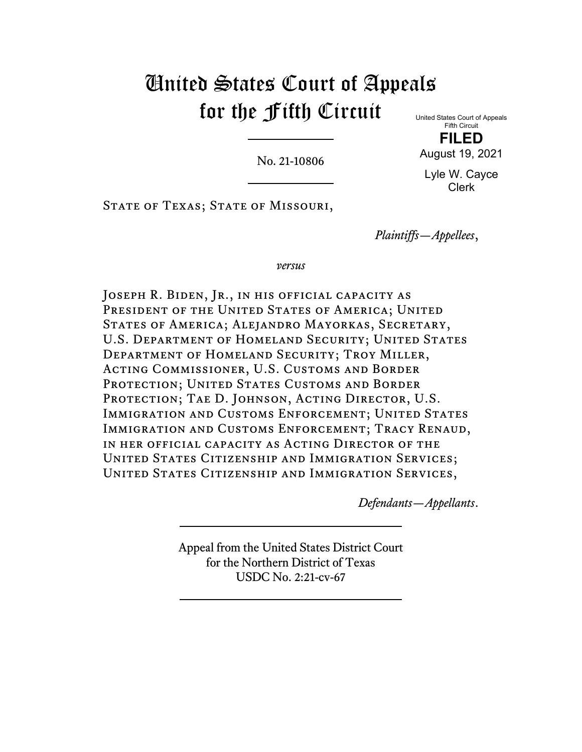# United States Court of Appeals for the Fifth Circuit

United States Court of Appeals
Fifth Circuit

**FILED**

August 19, 2021

Lyle W. Cayce
Clerk

---

No. 21-10806

---

State of Texas; State of Missouri,

*Plaintiffs—Appellees*,

*versus*

Joseph R. Biden, Jr., in his official capacity as President of the United States of America; United States of America; Alejandro Mayorkas, Secretary, U.S. Department of Homeland Security; United States Department of Homeland Security; Troy Miller, Acting Commissioner, U.S. Customs and Border Protection; United States Customs and Border Protection; Tae D. Johnson, Acting Director, U.S. Immigration and Customs Enforcement; United States Immigration and Customs Enforcement; Tracy Renaud, in her official capacity as Acting Director of the United States Citizenship and Immigration Services; United States Citizenship and Immigration Services,

*Defendants—Appellants*.

---

Appeal from the United States District Court
for the Northern District of Texas
USDC No. 2:21-cv-67

---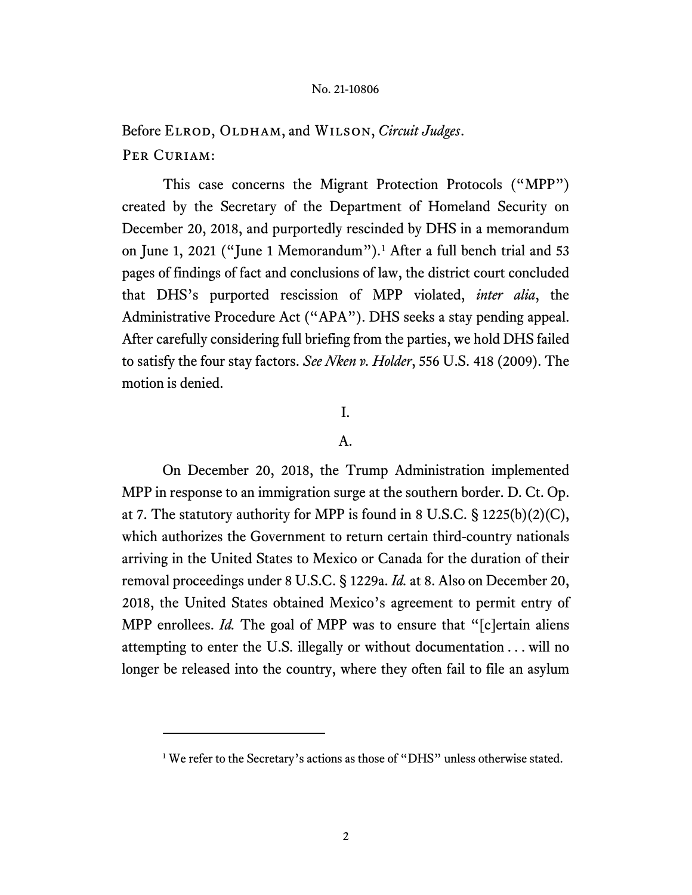Before Elrod, Oldham, and Wilson, *Circuit Judges*.

Per Curiam:

This case concerns the Migrant Protection Protocols ("MPP") created by the Secretary of the Department of Homeland Security on December 20, 2018, and purportedly rescinded by DHS in a memorandum on June 1, 2021 ("June 1 Memorandum").[1] After a full bench trial and 53 pages of findings of fact and conclusions of law, the district court concluded that DHS's purported rescission of MPP violated, *inter alia*, the Administrative Procedure Act ("APA"). DHS seeks a stay pending appeal. After carefully considering full briefing from the parties, we hold DHS failed to satisfy the four stay factors. *See Nken v. Holder*, 556 U.S. 418 (2009). The motion is denied.

I.

A.

On December 20, 2018, the Trump Administration implemented MPP in response to an immigration surge at the southern border. D. Ct. Op. at 7. The statutory authority for MPP is found in 8 U.S.C. § 1225(b)(2)(C), which authorizes the Government to return certain third-country nationals arriving in the United States to Mexico or Canada for the duration of their removal proceedings under 8 U.S.C. § 1229a. *Id.* at 8. Also on December 20, 2018, the United States obtained Mexico's agreement to permit entry of MPP enrollees. *Id.* The goal of MPP was to ensure that "[c]ertain aliens attempting to enter the U.S. illegally or without documentation . . . will no longer be released into the country, where they often fail to file an asylum

[1] We refer to the Secretary's actions as those of "DHS" unless otherwise stated.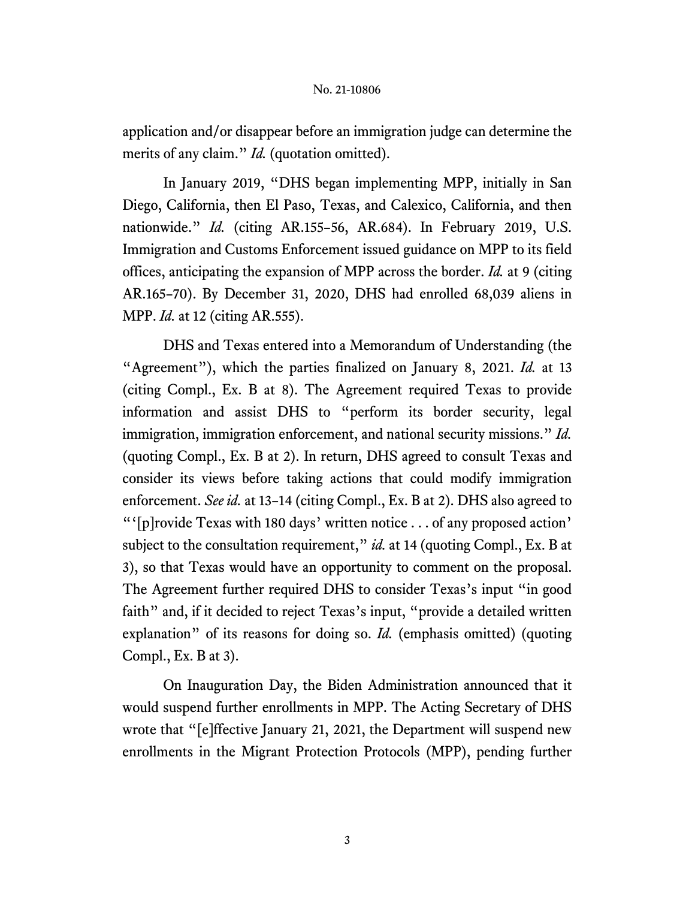application and/or disappear before an immigration judge can determine the merits of any claim." *Id.* (quotation omitted).

In January 2019, "DHS began implementing MPP, initially in San Diego, California, then El Paso, Texas, and Calexico, California, and then nationwide." *Id.* (citing AR.155–56, AR.684). In February 2019, U.S. Immigration and Customs Enforcement issued guidance on MPP to its field offices, anticipating the expansion of MPP across the border. *Id.* at 9 (citing AR.165–70). By December 31, 2020, DHS had enrolled 68,039 aliens in MPP. *Id.* at 12 (citing AR.555).

DHS and Texas entered into a Memorandum of Understanding (the "Agreement"), which the parties finalized on January 8, 2021. *Id.* at 13 (citing Compl., Ex. B at 8). The Agreement required Texas to provide information and assist DHS to "perform its border security, legal immigration, immigration enforcement, and national security missions." *Id.* (quoting Compl., Ex. B at 2). In return, DHS agreed to consult Texas and consider its views before taking actions that could modify immigration enforcement. *See id.* at 13–14 (citing Compl., Ex. B at 2). DHS also agreed to "'[p]rovide Texas with 180 days' written notice . . . of any proposed action' subject to the consultation requirement," *id.* at 14 (quoting Compl., Ex. B at 3), so that Texas would have an opportunity to comment on the proposal. The Agreement further required DHS to consider Texas's input "in good faith" and, if it decided to reject Texas's input, "provide a detailed written explanation" of its reasons for doing so. *Id.* (emphasis omitted) (quoting Compl., Ex. B at 3).

On Inauguration Day, the Biden Administration announced that it would suspend further enrollments in MPP. The Acting Secretary of DHS wrote that "[e]ffective January 21, 2021, the Department will suspend new enrollments in the Migrant Protection Protocols (MPP), pending further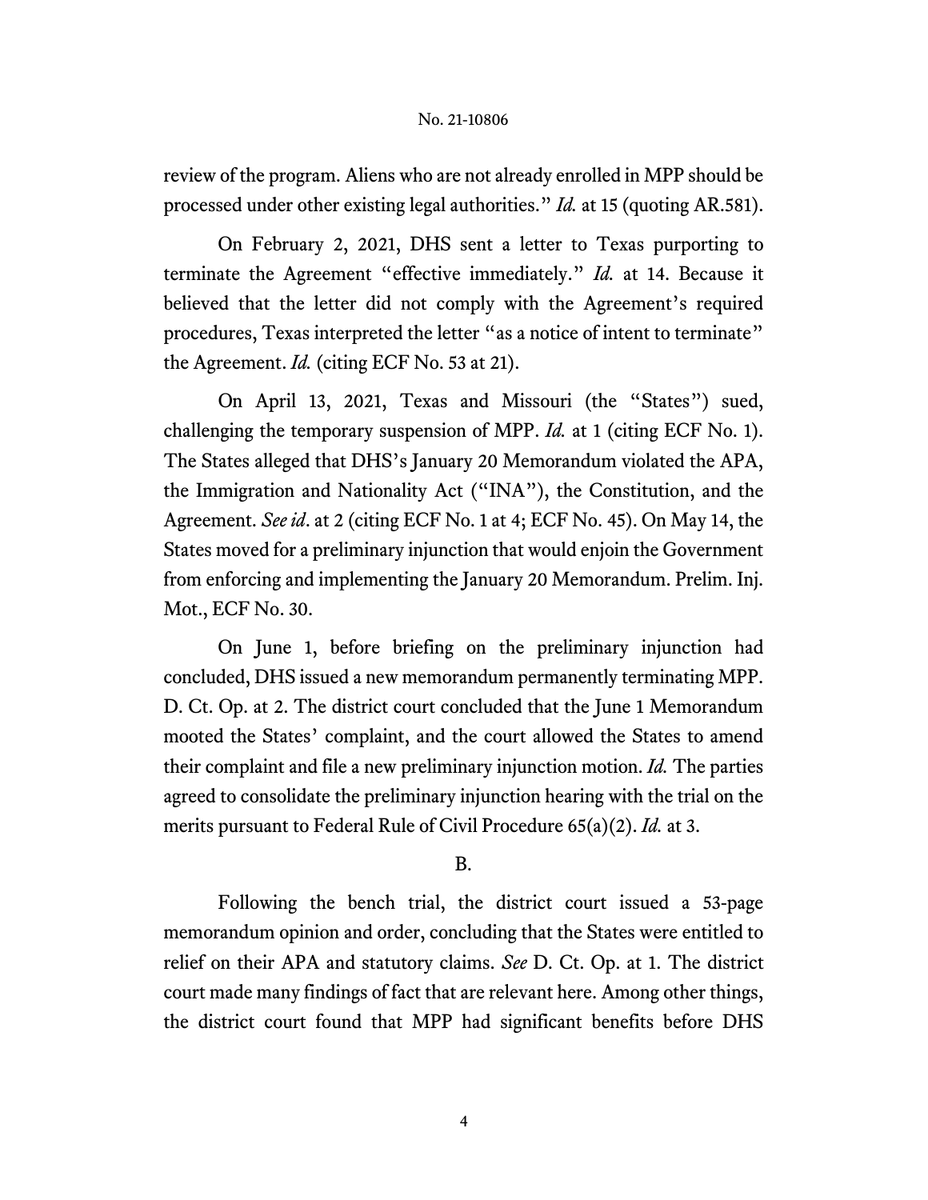review of the program. Aliens who are not already enrolled in MPP should be processed under other existing legal authorities." *Id.* at 15 (quoting AR.581).

On February 2, 2021, DHS sent a letter to Texas purporting to terminate the Agreement "effective immediately." *Id.* at 14. Because it believed that the letter did not comply with the Agreement's required procedures, Texas interpreted the letter "as a notice of intent to terminate" the Agreement. *Id.* (citing ECF No. 53 at 21).

On April 13, 2021, Texas and Missouri (the "States") sued, challenging the temporary suspension of MPP. *Id.* at 1 (citing ECF No. 1). The States alleged that DHS's January 20 Memorandum violated the APA, the Immigration and Nationality Act ("INA"), the Constitution, and the Agreement. *See id*. at 2 (citing ECF No. 1 at 4; ECF No. 45). On May 14, the States moved for a preliminary injunction that would enjoin the Government from enforcing and implementing the January 20 Memorandum. Prelim. Inj. Mot., ECF No. 30.

On June 1, before briefing on the preliminary injunction had concluded, DHS issued a new memorandum permanently terminating MPP. D. Ct. Op. at 2. The district court concluded that the June 1 Memorandum mooted the States' complaint, and the court allowed the States to amend their complaint and file a new preliminary injunction motion. *Id.* The parties agreed to consolidate the preliminary injunction hearing with the trial on the merits pursuant to Federal Rule of Civil Procedure 65(a)(2). *Id.* at 3.

B.

Following the bench trial, the district court issued a 53-page memorandum opinion and order, concluding that the States were entitled to relief on their APA and statutory claims. *See* D. Ct. Op. at 1. The district court made many findings of fact that are relevant here. Among other things, the district court found that MPP had significant benefits before DHS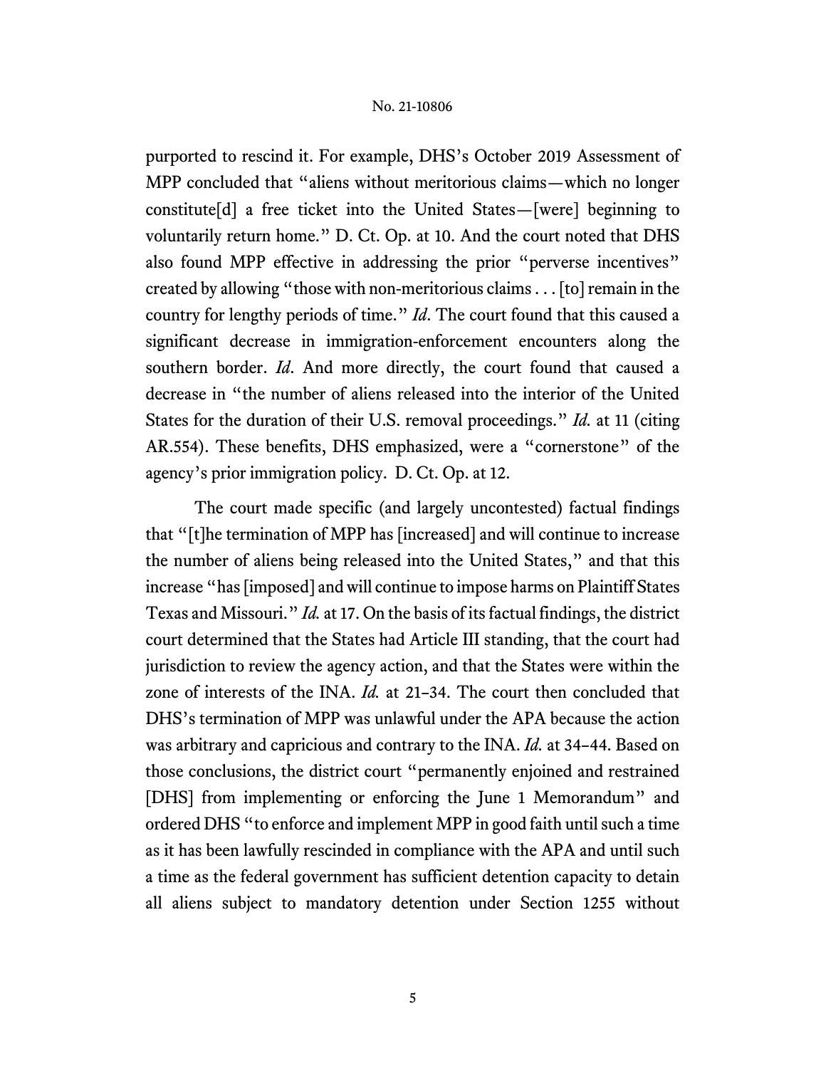purported to rescind it. For example, DHS's October 2019 Assessment of MPP concluded that "aliens without meritorious claims—which no longer constitute[d] a free ticket into the United States—[were] beginning to voluntarily return home." D. Ct. Op. at 10. And the court noted that DHS also found MPP effective in addressing the prior "perverse incentives" created by allowing "those with non-meritorious claims . . . [to] remain in the country for lengthy periods of time." *Id*. The court found that this caused a significant decrease in immigration-enforcement encounters along the southern border. *Id*. And more directly, the court found that caused a decrease in "the number of aliens released into the interior of the United States for the duration of their U.S. removal proceedings." *Id.* at 11 (citing AR.554). These benefits, DHS emphasized, were a "cornerstone" of the agency's prior immigration policy. D. Ct. Op. at 12.

The court made specific (and largely uncontested) factual findings that "[t]he termination of MPP has [increased] and will continue to increase the number of aliens being released into the United States," and that this increase "has [imposed] and will continue to impose harms on Plaintiff States Texas and Missouri." *Id.* at 17. On the basis of its factual findings, the district court determined that the States had Article III standing, that the court had jurisdiction to review the agency action, and that the States were within the zone of interests of the INA. *Id.* at 21–34. The court then concluded that DHS's termination of MPP was unlawful under the APA because the action was arbitrary and capricious and contrary to the INA. *Id.* at 34–44. Based on those conclusions, the district court "permanently enjoined and restrained [DHS] from implementing or enforcing the June 1 Memorandum" and ordered DHS "to enforce and implement MPP in good faith until such a time as it has been lawfully rescinded in compliance with the APA and until such a time as the federal government has sufficient detention capacity to detain all aliens subject to mandatory detention under Section 1255 without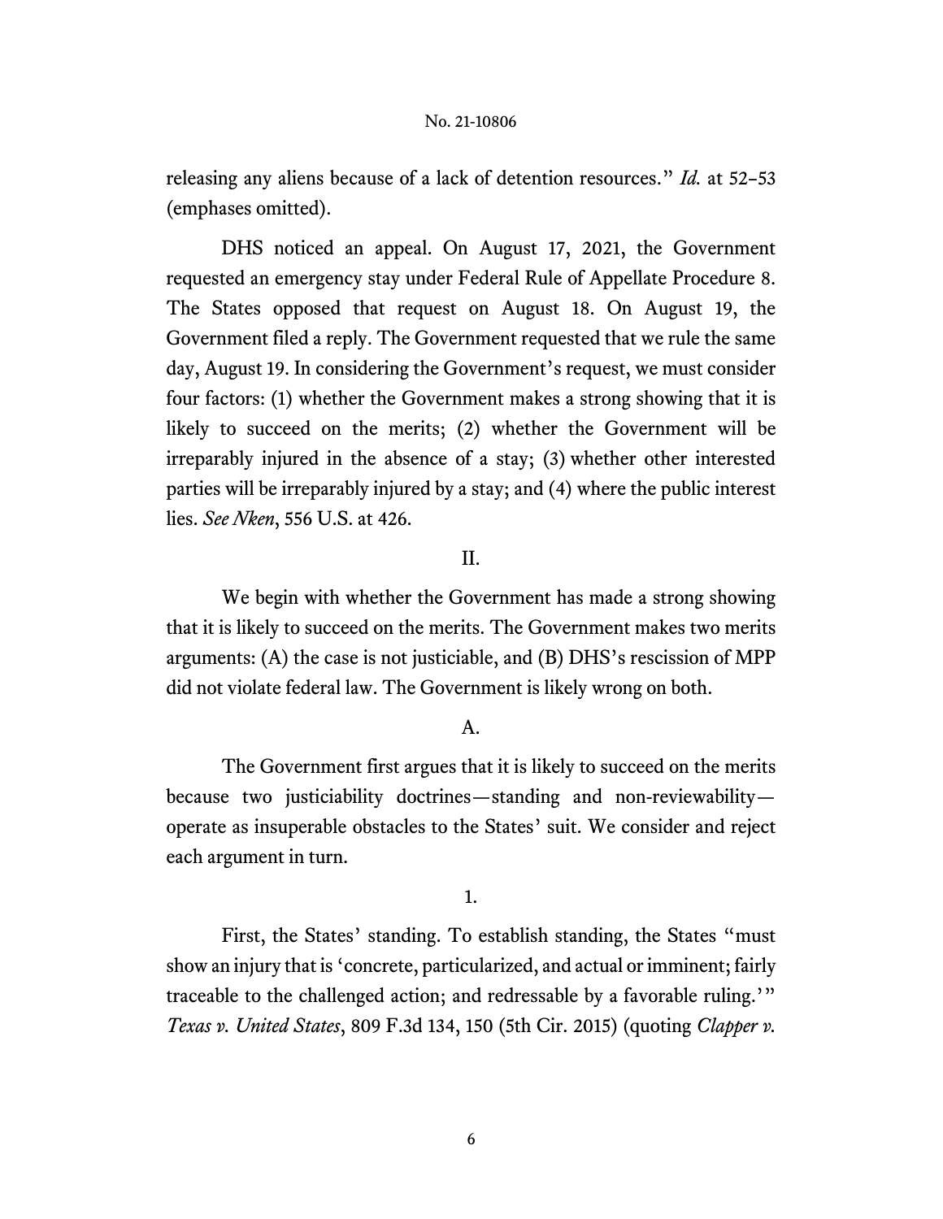releasing any aliens because of a lack of detention resources." *Id.* at 52–53 (emphases omitted).

DHS noticed an appeal. On August 17, 2021, the Government requested an emergency stay under Federal Rule of Appellate Procedure 8. The States opposed that request on August 18. On August 19, the Government filed a reply. The Government requested that we rule the same day, August 19. In considering the Government's request, we must consider four factors: (1) whether the Government makes a strong showing that it is likely to succeed on the merits; (2) whether the Government will be irreparably injured in the absence of a stay; (3) whether other interested parties will be irreparably injured by a stay; and (4) where the public interest lies. *See Nken*, 556 U.S. at 426.

## II.

We begin with whether the Government has made a strong showing that it is likely to succeed on the merits. The Government makes two merits arguments: (A) the case is not justiciable, and (B) DHS's rescission of MPP did not violate federal law. The Government is likely wrong on both.

### A.

The Government first argues that it is likely to succeed on the merits because two justiciability doctrines—standing and non-reviewability—operate as insuperable obstacles to the States' suit. We consider and reject each argument in turn.

#### 1.

First, the States' standing. To establish standing, the States "must show an injury that is 'concrete, particularized, and actual or imminent; fairly traceable to the challenged action; and redressable by a favorable ruling.'" *Texas v. United States*, 809 F.3d 134, 150 (5th Cir. 2015) (quoting *Clapper v.*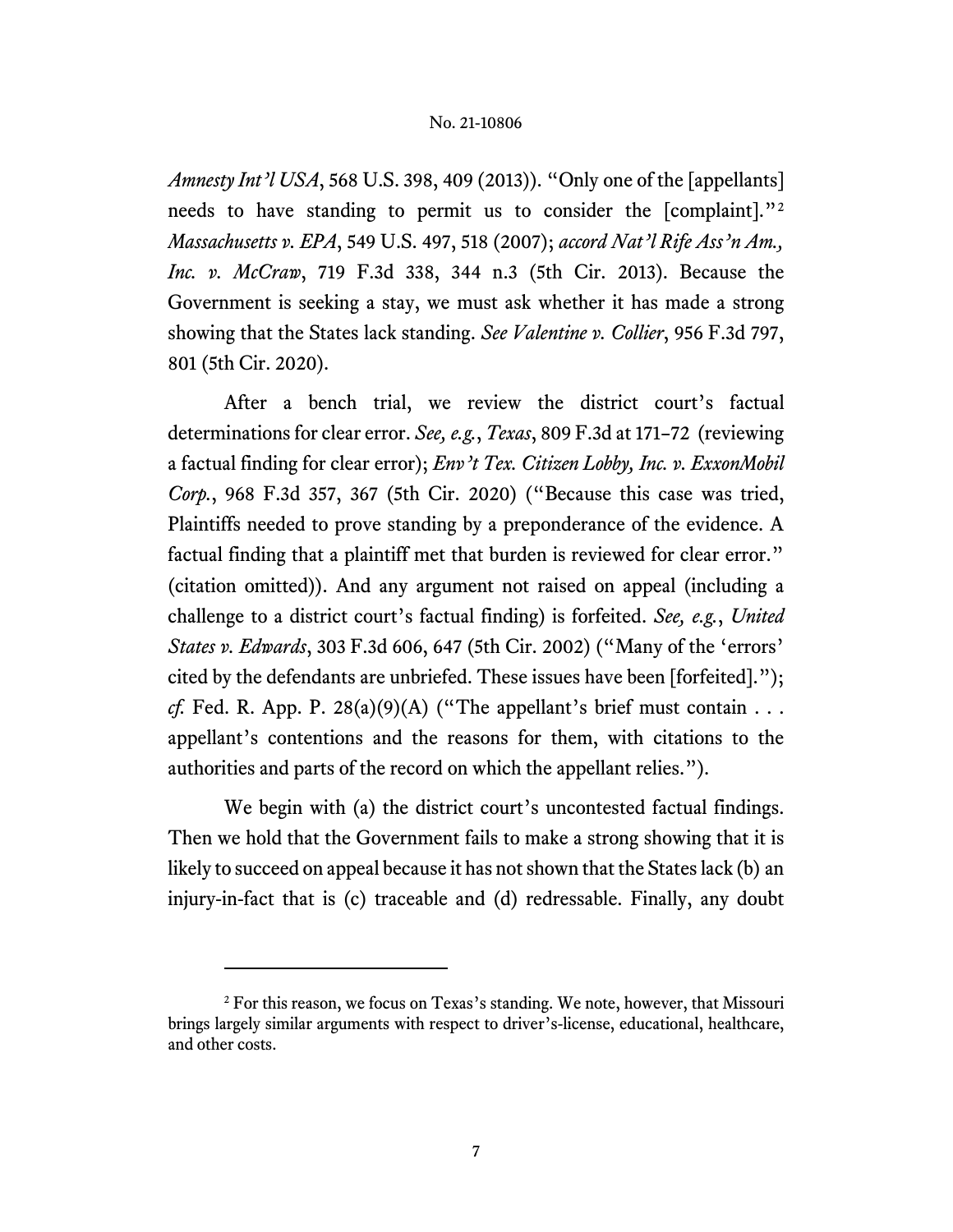*Amnesty Int'l USA*, 568 U.S. 398, 409 (2013)). "Only one of the [appellants] needs to have standing to permit us to consider the [complaint]."[2] *Massachusetts v. EPA*, 549 U.S. 497, 518 (2007); *accord Nat'l Rife Ass'n Am., Inc. v. McCraw*, 719 F.3d 338, 344 n.3 (5th Cir. 2013). Because the Government is seeking a stay, we must ask whether it has made a strong showing that the States lack standing. *See Valentine v. Collier*, 956 F.3d 797, 801 (5th Cir. 2020).

After a bench trial, we review the district court's factual determinations for clear error. *See, e.g.*, *Texas*, 809 F.3d at 171–72 (reviewing a factual finding for clear error); *Env't Tex. Citizen Lobby, Inc. v. ExxonMobil Corp.*, 968 F.3d 357, 367 (5th Cir. 2020) ("Because this case was tried, Plaintiffs needed to prove standing by a preponderance of the evidence. A factual finding that a plaintiff met that burden is reviewed for clear error." (citation omitted)). And any argument not raised on appeal (including a challenge to a district court's factual finding) is forfeited. *See, e.g.*, *United States v. Edwards*, 303 F.3d 606, 647 (5th Cir. 2002) ("Many of the 'errors' cited by the defendants are unbriefed. These issues have been [forfeited]."); *cf.* Fed. R. App. P. 28(a)(9)(A) ("The appellant's brief must contain . . . appellant's contentions and the reasons for them, with citations to the authorities and parts of the record on which the appellant relies.").

We begin with (a) the district court's uncontested factual findings. Then we hold that the Government fails to make a strong showing that it is likely to succeed on appeal because it has not shown that the States lack (b) an injury-in-fact that is (c) traceable and (d) redressable. Finally, any doubt

[2] For this reason, we focus on Texas's standing. We note, however, that Missouri brings largely similar arguments with respect to driver's-license, educational, healthcare, and other costs.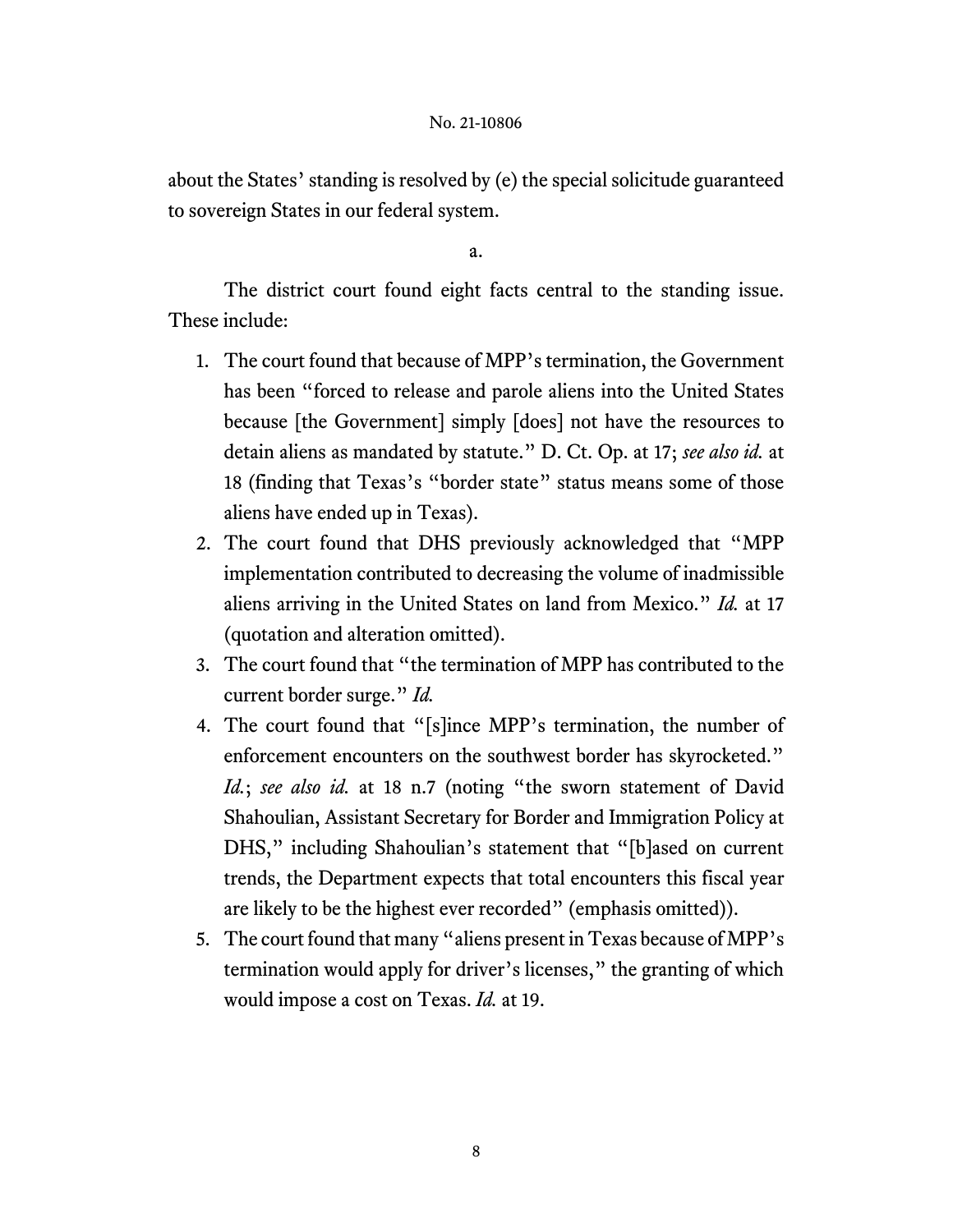about the States' standing is resolved by (e) the special solicitude guaranteed to sovereign States in our federal system.

a.

The district court found eight facts central to the standing issue. These include:

1. The court found that because of MPP's termination, the Government has been "forced to release and parole aliens into the United States because [the Government] simply [does] not have the resources to detain aliens as mandated by statute." D. Ct. Op. at 17; *see also id.* at 18 (finding that Texas's "border state" status means some of those aliens have ended up in Texas).
2. The court found that DHS previously acknowledged that "MPP implementation contributed to decreasing the volume of inadmissible aliens arriving in the United States on land from Mexico." *Id.* at 17 (quotation and alteration omitted).
3. The court found that "the termination of MPP has contributed to the current border surge." *Id.*
4. The court found that "[s]ince MPP's termination, the number of enforcement encounters on the southwest border has skyrocketed." *Id.*; *see also id.* at 18 n.7 (noting "the sworn statement of David Shahoulian, Assistant Secretary for Border and Immigration Policy at DHS," including Shahoulian's statement that "[b]ased on current trends, the Department expects that total encounters this fiscal year are likely to be the highest ever recorded" (emphasis omitted)).
5. The court found that many "aliens present in Texas because of MPP's termination would apply for driver's licenses," the granting of which would impose a cost on Texas. *Id.* at 19.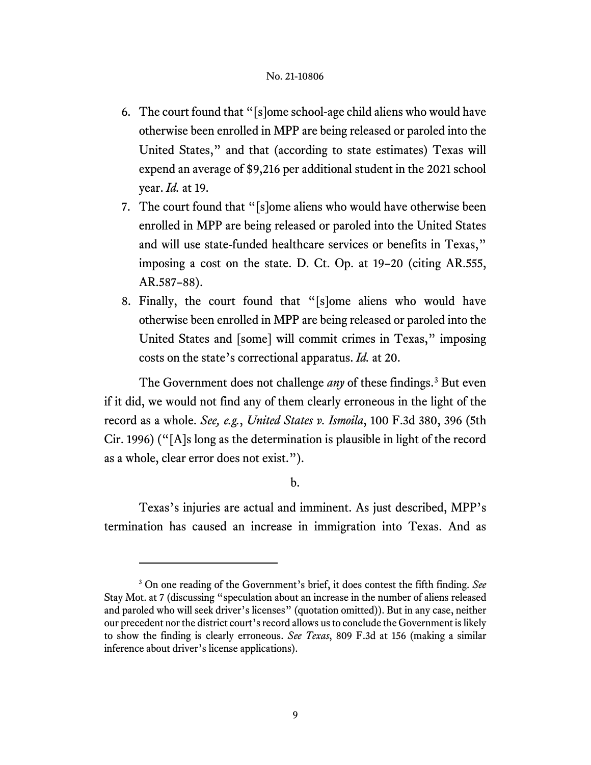6. The court found that "[s]ome school-age child aliens who would have otherwise been enrolled in MPP are being released or paroled into the United States," and that (according to state estimates) Texas will expend an average of $9,216 per additional student in the 2021 school year. *Id.* at 19.
7. The court found that "[s]ome aliens who would have otherwise been enrolled in MPP are being released or paroled into the United States and will use state-funded healthcare services or benefits in Texas," imposing a cost on the state. D. Ct. Op. at 19–20 (citing AR.555, AR.587–88).
8. Finally, the court found that "[s]ome aliens who would have otherwise been enrolled in MPP are being released or paroled into the United States and [some] will commit crimes in Texas," imposing costs on the state's correctional apparatus. *Id.* at 20.

The Government does not challenge *any* of these findings.[3] But even if it did, we would not find any of them clearly erroneous in the light of the record as a whole. *See, e.g.*, *United States v. Ismoila*, 100 F.3d 380, 396 (5th Cir. 1996) ("[A]s long as the determination is plausible in light of the record as a whole, clear error does not exist.").

b.

Texas's injuries are actual and imminent. As just described, MPP's termination has caused an increase in immigration into Texas. And as

[3] On one reading of the Government's brief, it does contest the fifth finding. *See* Stay Mot. at 7 (discussing "speculation about an increase in the number of aliens released and paroled who will seek driver's licenses" (quotation omitted)). But in any case, neither our precedent nor the district court's record allows us to conclude the Government is likely to show the finding is clearly erroneous. *See Texas*, 809 F.3d at 156 (making a similar inference about driver's license applications).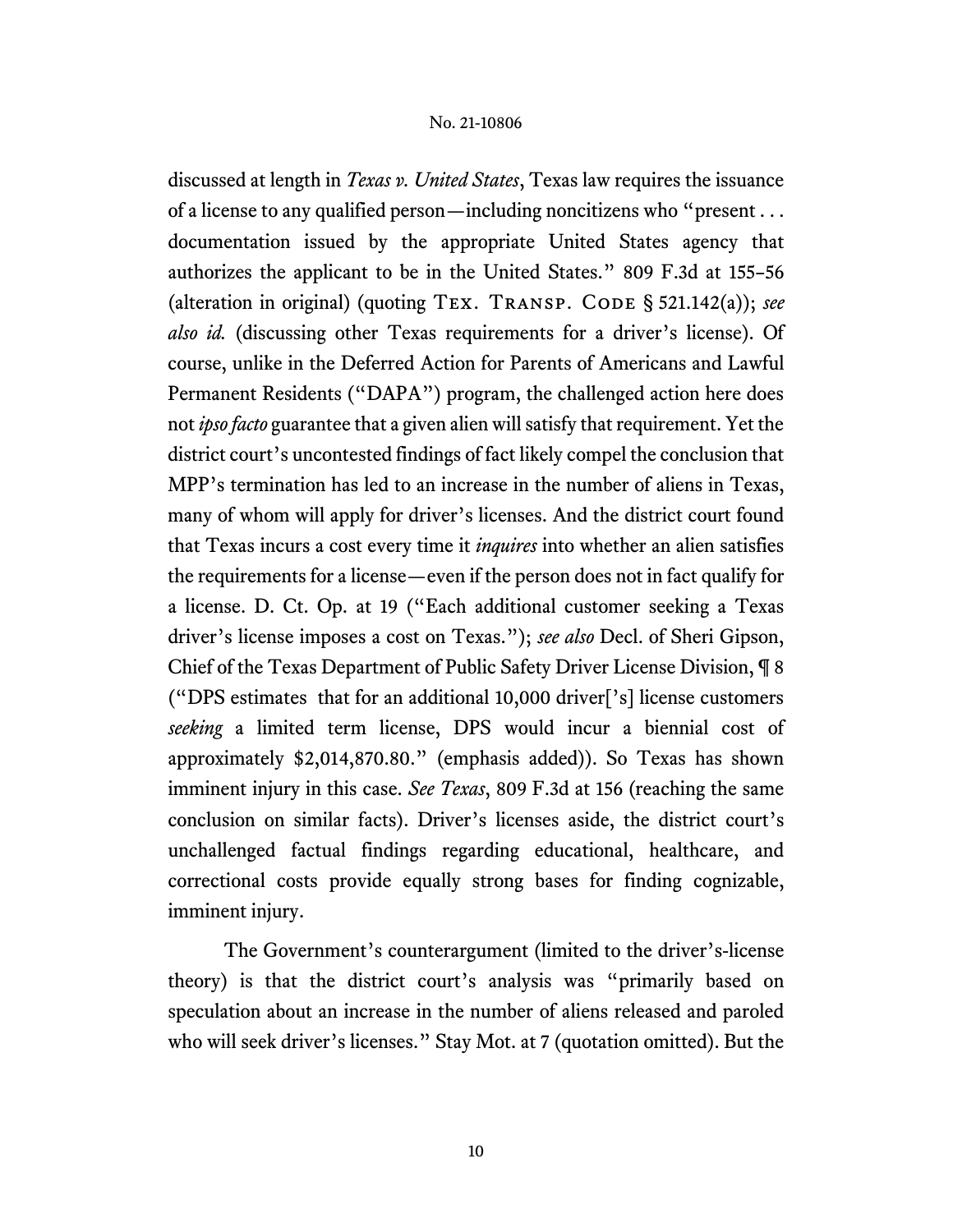discussed at length in *Texas v. United States*, Texas law requires the issuance of a license to any qualified person—including noncitizens who "present . . . documentation issued by the appropriate United States agency that authorizes the applicant to be in the United States." 809 F.3d at 155–56 (alteration in original) (quoting TEX. TRANSP. CODE § 521.142(a)); *see also id.* (discussing other Texas requirements for a driver's license). Of course, unlike in the Deferred Action for Parents of Americans and Lawful Permanent Residents ("DAPA") program, the challenged action here does not *ipso facto* guarantee that a given alien will satisfy that requirement. Yet the district court's uncontested findings of fact likely compel the conclusion that MPP's termination has led to an increase in the number of aliens in Texas, many of whom will apply for driver's licenses. And the district court found that Texas incurs a cost every time it *inquires* into whether an alien satisfies the requirements for a license—even if the person does not in fact qualify for a license. D. Ct. Op. at 19 ("Each additional customer seeking a Texas driver's license imposes a cost on Texas."); *see also* Decl. of Sheri Gipson, Chief of the Texas Department of Public Safety Driver License Division, ¶ 8 ("DPS estimates that for an additional 10,000 driver['s] license customers *seeking* a limited term license, DPS would incur a biennial cost of approximately $2,014,870.80." (emphasis added)). So Texas has shown imminent injury in this case. *See Texas*, 809 F.3d at 156 (reaching the same conclusion on similar facts). Driver's licenses aside, the district court's unchallenged factual findings regarding educational, healthcare, and correctional costs provide equally strong bases for finding cognizable, imminent injury.

The Government's counterargument (limited to the driver's-license theory) is that the district court's analysis was "primarily based on speculation about an increase in the number of aliens released and paroled who will seek driver's licenses." Stay Mot. at 7 (quotation omitted). But the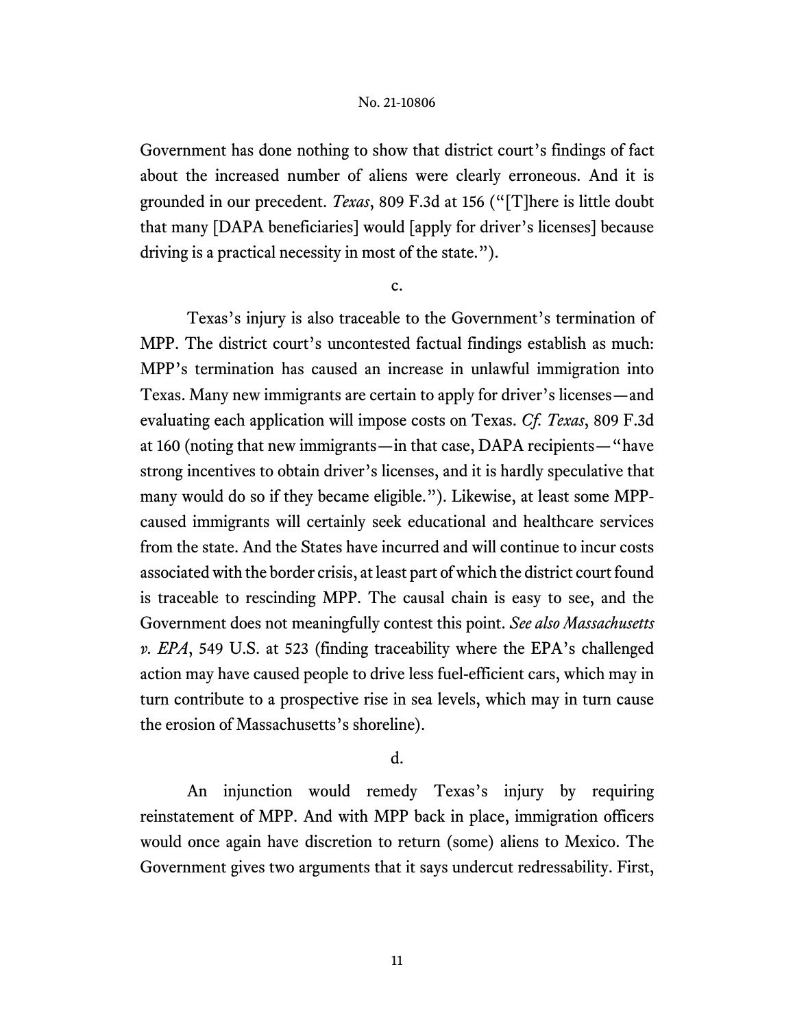Government has done nothing to show that district court's findings of fact about the increased number of aliens were clearly erroneous. And it is grounded in our precedent. *Texas*, 809 F.3d at 156 ("[T]here is little doubt that many [DAPA beneficiaries] would [apply for driver's licenses] because driving is a practical necessity in most of the state.").

c.

Texas's injury is also traceable to the Government's termination of MPP. The district court's uncontested factual findings establish as much: MPP's termination has caused an increase in unlawful immigration into Texas. Many new immigrants are certain to apply for driver's licenses—and evaluating each application will impose costs on Texas. *Cf. Texas*, 809 F.3d at 160 (noting that new immigrants—in that case, DAPA recipients—"have strong incentives to obtain driver's licenses, and it is hardly speculative that many would do so if they became eligible."). Likewise, at least some MPP-caused immigrants will certainly seek educational and healthcare services from the state. And the States have incurred and will continue to incur costs associated with the border crisis, at least part of which the district court found is traceable to rescinding MPP. The causal chain is easy to see, and the Government does not meaningfully contest this point. *See also Massachusetts v. EPA*, 549 U.S. at 523 (finding traceability where the EPA's challenged action may have caused people to drive less fuel-efficient cars, which may in turn contribute to a prospective rise in sea levels, which may in turn cause the erosion of Massachusetts's shoreline).

d.

An injunction would remedy Texas's injury by requiring reinstatement of MPP. And with MPP back in place, immigration officers would once again have discretion to return (some) aliens to Mexico. The Government gives two arguments that it says undercut redressability. First,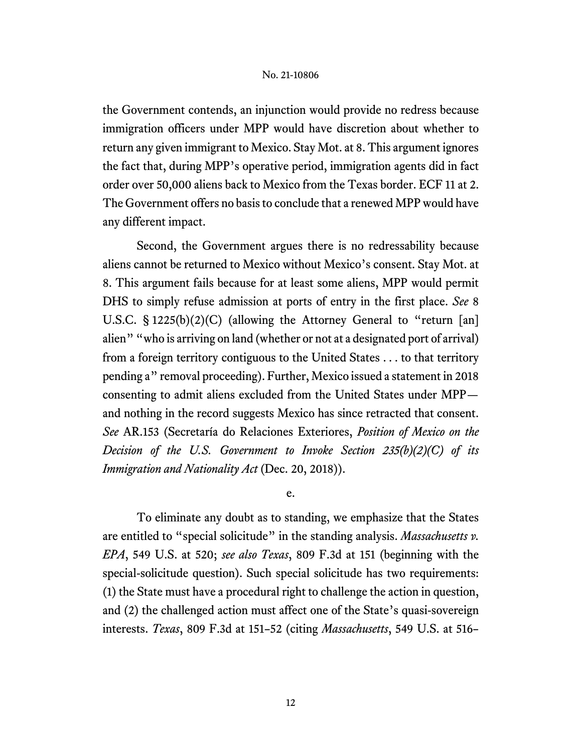the Government contends, an injunction would provide no redress because immigration officers under MPP would have discretion about whether to return any given immigrant to Mexico. Stay Mot. at 8. This argument ignores the fact that, during MPP's operative period, immigration agents did in fact order over 50,000 aliens back to Mexico from the Texas border. ECF 11 at 2. The Government offers no basis to conclude that a renewed MPP would have any different impact.

Second, the Government argues there is no redressability because aliens cannot be returned to Mexico without Mexico's consent. Stay Mot. at 8. This argument fails because for at least some aliens, MPP would permit DHS to simply refuse admission at ports of entry in the first place. *See* 8 U.S.C. § 1225(b)(2)(C) (allowing the Attorney General to "return [an] alien" "who is arriving on land (whether or not at a designated port of arrival) from a foreign territory contiguous to the United States . . . to that territory pending a" removal proceeding). Further, Mexico issued a statement in 2018 consenting to admit aliens excluded from the United States under MPP—and nothing in the record suggests Mexico has since retracted that consent. *See* AR.153 (Secretaría do Relaciones Exteriores, *Position of Mexico on the Decision of the U.S. Government to Invoke Section 235(b)(2)(C) of its Immigration and Nationality Act* (Dec. 20, 2018)).

e.

To eliminate any doubt as to standing, we emphasize that the States are entitled to "special solicitude" in the standing analysis. *Massachusetts v. EPA*, 549 U.S. at 520; *see also Texas*, 809 F.3d at 151 (beginning with the special-solicitude question). Such special solicitude has two requirements: (1) the State must have a procedural right to challenge the action in question, and (2) the challenged action must affect one of the State's quasi-sovereign interests. *Texas*, 809 F.3d at 151–52 (citing *Massachusetts*, 549 U.S. at 516–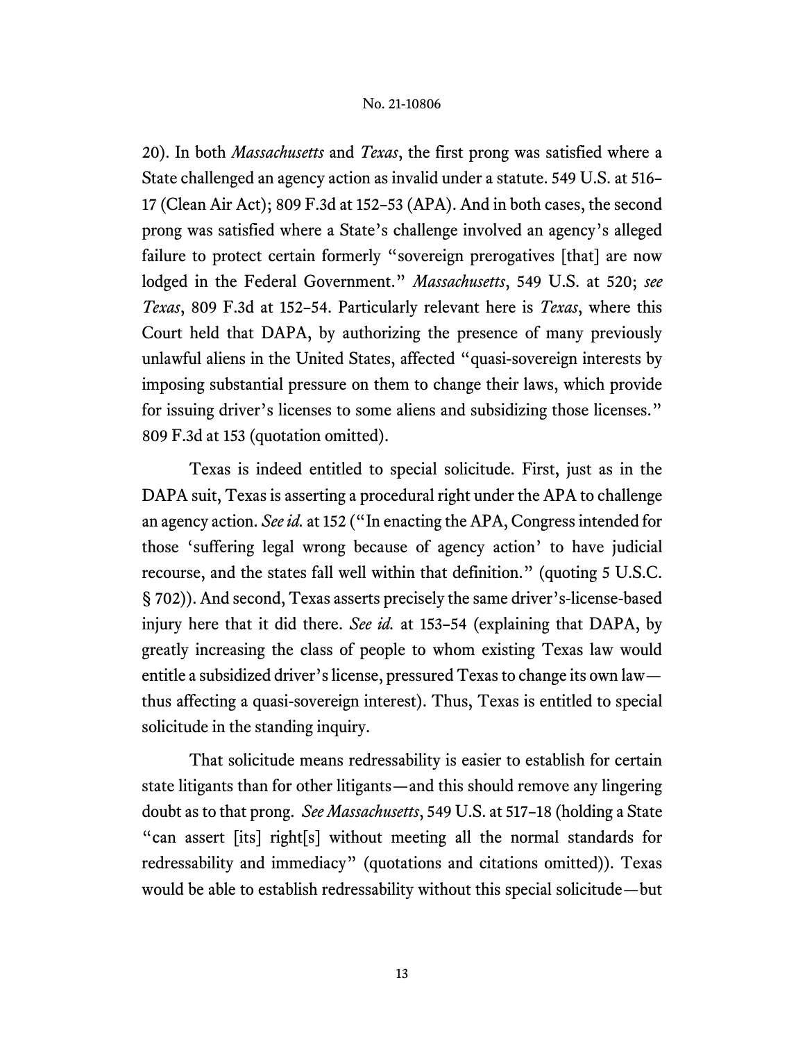20). In both *Massachusetts* and *Texas*, the first prong was satisfied where a State challenged an agency action as invalid under a statute. 549 U.S. at 516–17 (Clean Air Act); 809 F.3d at 152–53 (APA). And in both cases, the second prong was satisfied where a State's challenge involved an agency's alleged failure to protect certain formerly "sovereign prerogatives [that] are now lodged in the Federal Government." *Massachusetts*, 549 U.S. at 520; *see Texas*, 809 F.3d at 152–54. Particularly relevant here is *Texas*, where this Court held that DAPA, by authorizing the presence of many previously unlawful aliens in the United States, affected "quasi-sovereign interests by imposing substantial pressure on them to change their laws, which provide for issuing driver's licenses to some aliens and subsidizing those licenses." 809 F.3d at 153 (quotation omitted).

Texas is indeed entitled to special solicitude. First, just as in the DAPA suit, Texas is asserting a procedural right under the APA to challenge an agency action. *See id.* at 152 ("In enacting the APA, Congress intended for those 'suffering legal wrong because of agency action' to have judicial recourse, and the states fall well within that definition." (quoting 5 U.S.C. § 702)). And second, Texas asserts precisely the same driver's-license-based injury here that it did there. *See id.* at 153–54 (explaining that DAPA, by greatly increasing the class of people to whom existing Texas law would entitle a subsidized driver's license, pressured Texas to change its own law—thus affecting a quasi-sovereign interest). Thus, Texas is entitled to special solicitude in the standing inquiry.

That solicitude means redressability is easier to establish for certain state litigants than for other litigants—and this should remove any lingering doubt as to that prong. *See Massachusetts*, 549 U.S. at 517–18 (holding a State "can assert [its] right[s] without meeting all the normal standards for redressability and immediacy" (quotations and citations omitted)). Texas would be able to establish redressability without this special solicitude—but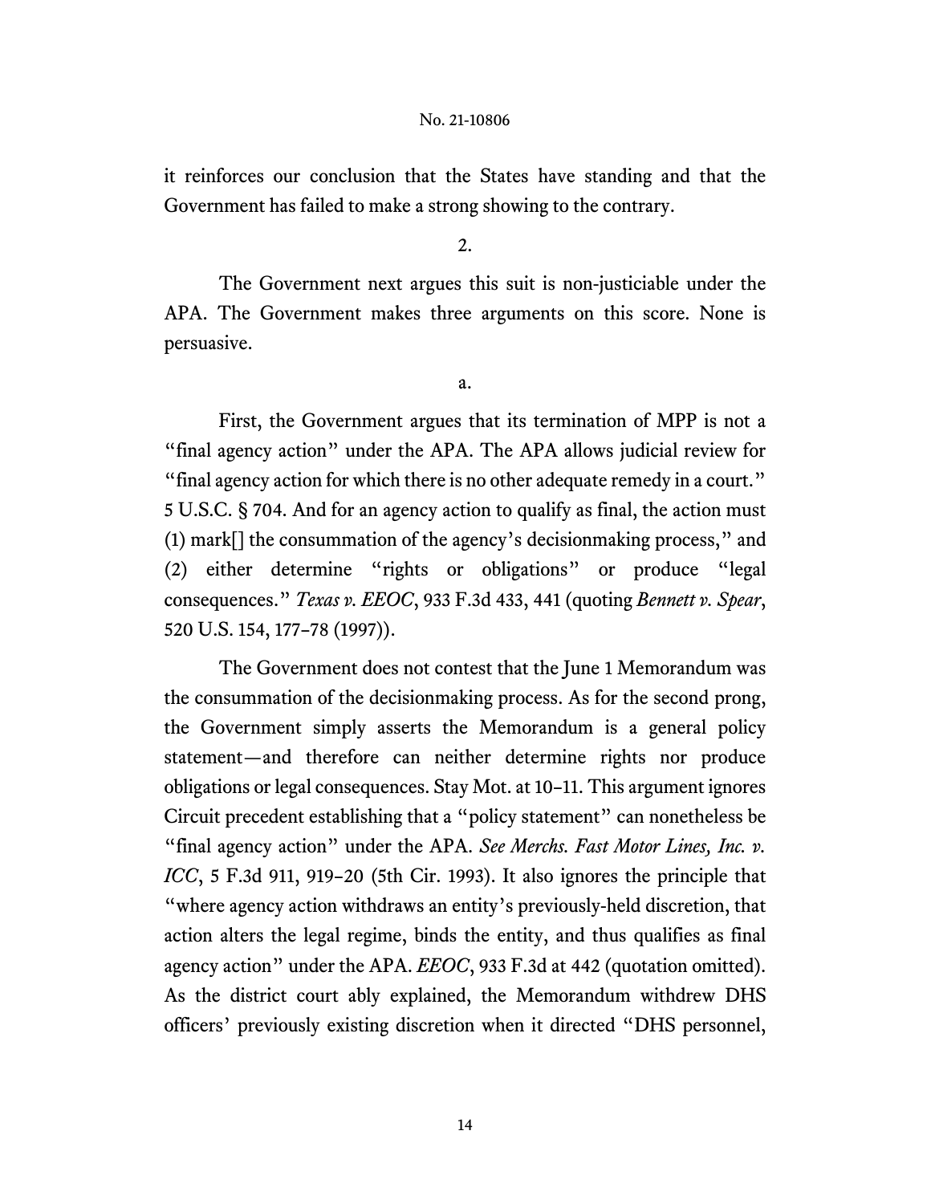it reinforces our conclusion that the States have standing and that the Government has failed to make a strong showing to the contrary.

2.

The Government next argues this suit is non-justiciable under the APA. The Government makes three arguments on this score. None is persuasive.

a.

First, the Government argues that its termination of MPP is not a "final agency action" under the APA. The APA allows judicial review for "final agency action for which there is no other adequate remedy in a court." 5 U.S.C. § 704. And for an agency action to qualify as final, the action must (1) mark[] the consummation of the agency's decisionmaking process," and (2) either determine "rights or obligations" or produce "legal consequences." *Texas v. EEOC*, 933 F.3d 433, 441 (quoting *Bennett v. Spear*, 520 U.S. 154, 177–78 (1997)).

The Government does not contest that the June 1 Memorandum was the consummation of the decisionmaking process. As for the second prong, the Government simply asserts the Memorandum is a general policy statement—and therefore can neither determine rights nor produce obligations or legal consequences. Stay Mot. at 10–11. This argument ignores Circuit precedent establishing that a "policy statement" can nonetheless be "final agency action" under the APA. *See Merchs. Fast Motor Lines, Inc. v. ICC*, 5 F.3d 911, 919–20 (5th Cir. 1993). It also ignores the principle that "where agency action withdraws an entity's previously-held discretion, that action alters the legal regime, binds the entity, and thus qualifies as final agency action" under the APA. *EEOC*, 933 F.3d at 442 (quotation omitted). As the district court ably explained, the Memorandum withdrew DHS officers' previously existing discretion when it directed "DHS personnel,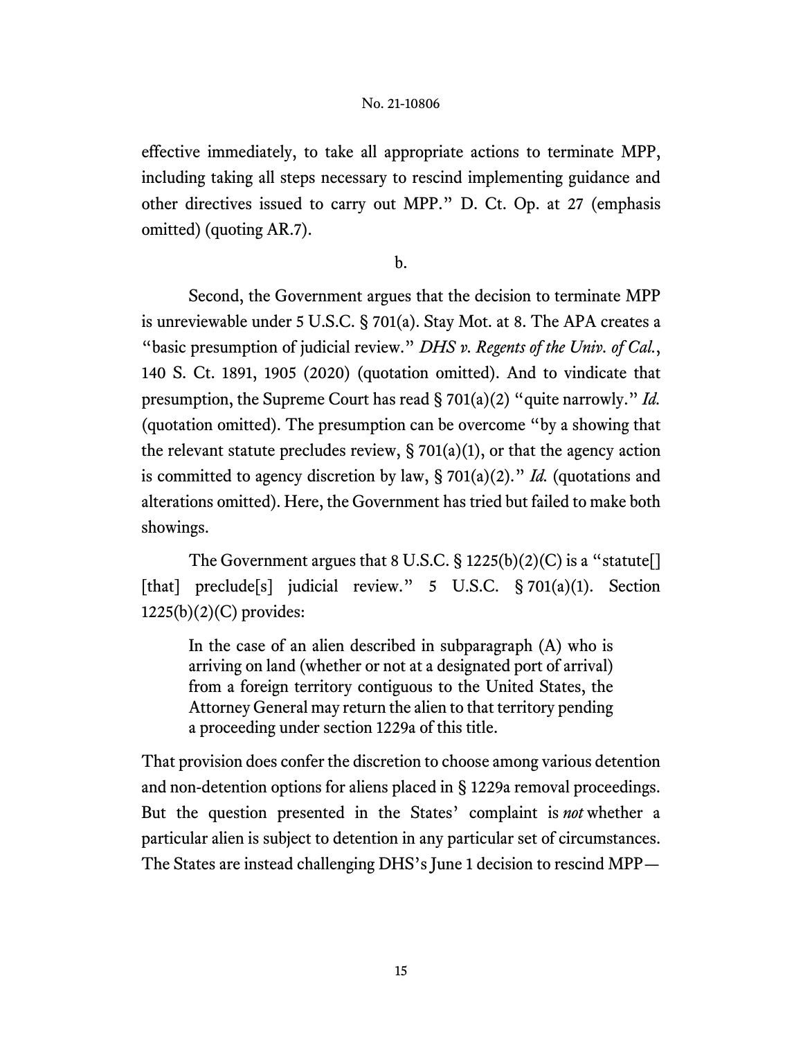effective immediately, to take all appropriate actions to terminate MPP, including taking all steps necessary to rescind implementing guidance and other directives issued to carry out MPP." D. Ct. Op. at 27 (emphasis omitted) (quoting AR.7).

b.

Second, the Government argues that the decision to terminate MPP is unreviewable under 5 U.S.C. § 701(a). Stay Mot. at 8. The APA creates a "basic presumption of judicial review." *DHS v. Regents of the Univ. of Cal.*, 140 S. Ct. 1891, 1905 (2020) (quotation omitted). And to vindicate that presumption, the Supreme Court has read § 701(a)(2) "quite narrowly." *Id.* (quotation omitted). The presumption can be overcome "by a showing that the relevant statute precludes review, § 701(a)(1), or that the agency action is committed to agency discretion by law, § 701(a)(2)." *Id.* (quotations and alterations omitted). Here, the Government has tried but failed to make both showings.

The Government argues that 8 U.S.C. § 1225(b)(2)(C) is a "statute[] [that] preclude[s] judicial review." 5 U.S.C. § 701(a)(1). Section 1225(b)(2)(C) provides:

> In the case of an alien described in subparagraph (A) who is arriving on land (whether or not at a designated port of arrival) from a foreign territory contiguous to the United States, the Attorney General may return the alien to that territory pending a proceeding under section 1229a of this title.

That provision does confer the discretion to choose among various detention and non-detention options for aliens placed in § 1229a removal proceedings. But the question presented in the States' complaint is *not* whether a particular alien is subject to detention in any particular set of circumstances. The States are instead challenging DHS's June 1 decision to rescind MPP—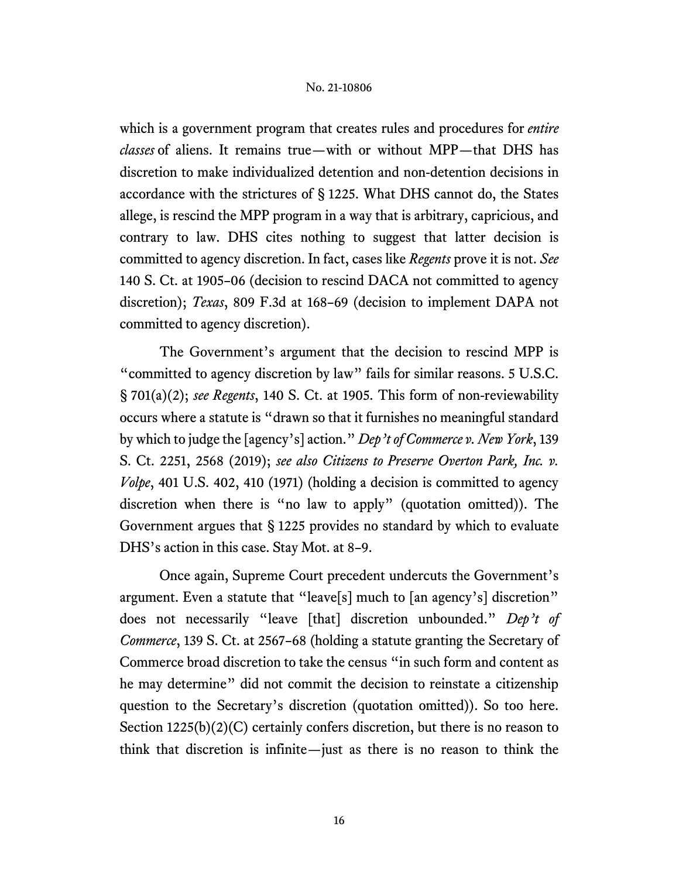which is a government program that creates rules and procedures for *entire classes* of aliens. It remains true—with or without MPP—that DHS has discretion to make individualized detention and non-detention decisions in accordance with the strictures of § 1225. What DHS cannot do, the States allege, is rescind the MPP program in a way that is arbitrary, capricious, and contrary to law. DHS cites nothing to suggest that latter decision is committed to agency discretion. In fact, cases like *Regents* prove it is not. *See* 140 S. Ct. at 1905–06 (decision to rescind DACA not committed to agency discretion); *Texas*, 809 F.3d at 168–69 (decision to implement DAPA not committed to agency discretion).

The Government's argument that the decision to rescind MPP is "committed to agency discretion by law" fails for similar reasons. 5 U.S.C. § 701(a)(2); *see Regents*, 140 S. Ct. at 1905. This form of non-reviewability occurs where a statute is "drawn so that it furnishes no meaningful standard by which to judge the [agency's] action." *Dep't of Commerce v. New York*, 139 S. Ct. 2251, 2568 (2019); *see also Citizens to Preserve Overton Park, Inc. v. Volpe*, 401 U.S. 402, 410 (1971) (holding a decision is committed to agency discretion when there is "no law to apply" (quotation omitted)). The Government argues that § 1225 provides no standard by which to evaluate DHS's action in this case. Stay Mot. at 8–9.

Once again, Supreme Court precedent undercuts the Government's argument. Even a statute that "leave[s] much to [an agency's] discretion" does not necessarily "leave [that] discretion unbounded." *Dep't of Commerce*, 139 S. Ct. at 2567–68 (holding a statute granting the Secretary of Commerce broad discretion to take the census "in such form and content as he may determine" did not commit the decision to reinstate a citizenship question to the Secretary's discretion (quotation omitted)). So too here. Section 1225(b)(2)(C) certainly confers discretion, but there is no reason to think that discretion is infinite—just as there is no reason to think the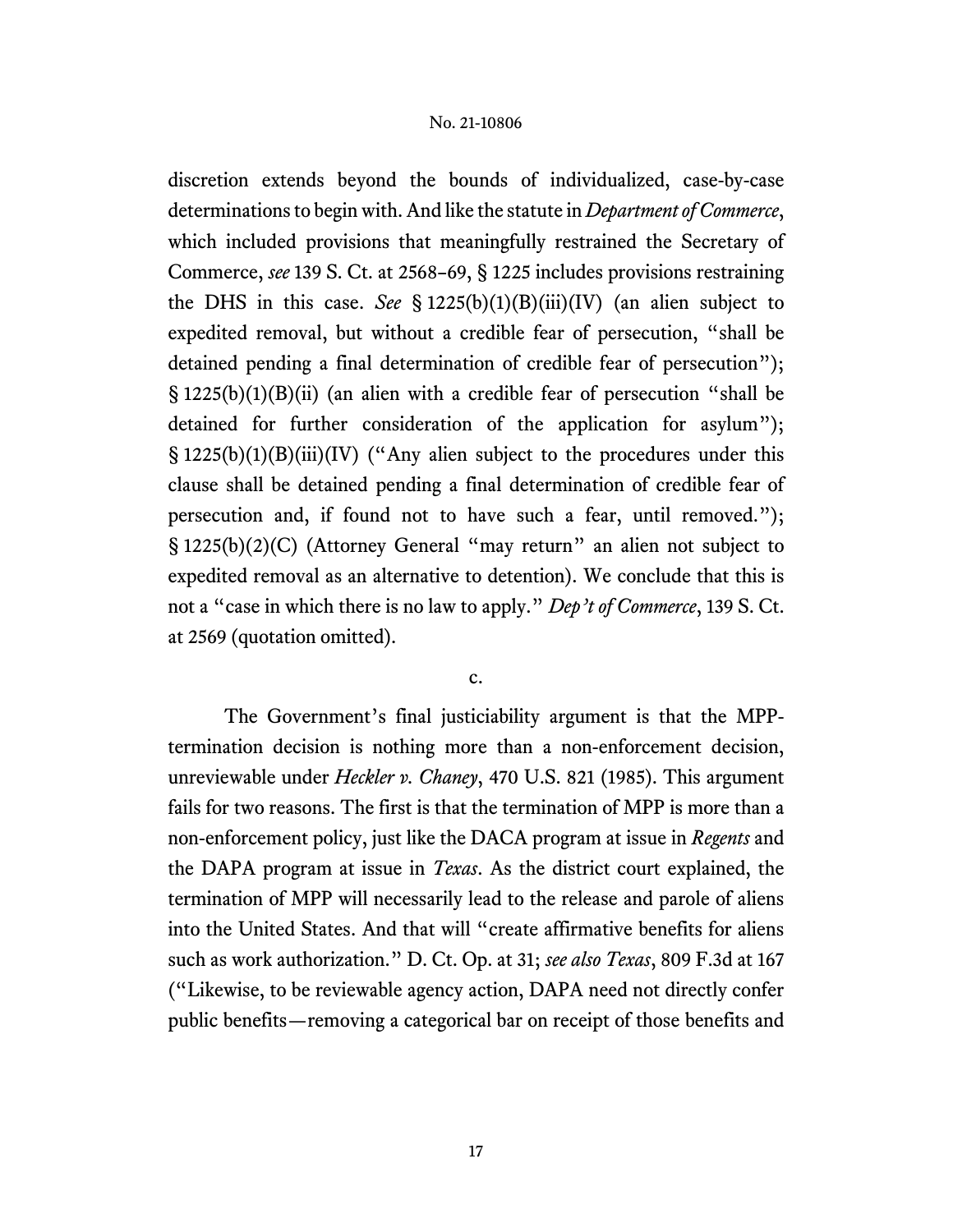discretion extends beyond the bounds of individualized, case-by-case determinations to begin with. And like the statute in *Department of Commerce*, which included provisions that meaningfully restrained the Secretary of Commerce, *see* 139 S. Ct. at 2568–69, § 1225 includes provisions restraining the DHS in this case. *See* § 1225(b)(1)(B)(iii)(IV) (an alien subject to expedited removal, but without a credible fear of persecution, "shall be detained pending a final determination of credible fear of persecution"); § 1225(b)(1)(B)(ii) (an alien with a credible fear of persecution "shall be detained for further consideration of the application for asylum"); § 1225(b)(1)(B)(iii)(IV) ("Any alien subject to the procedures under this clause shall be detained pending a final determination of credible fear of persecution and, if found not to have such a fear, until removed."); § 1225(b)(2)(C) (Attorney General "may return" an alien not subject to expedited removal as an alternative to detention). We conclude that this is not a "case in which there is no law to apply." *Dep't of Commerce*, 139 S. Ct. at 2569 (quotation omitted).

c.

The Government's final justiciability argument is that the MPP-termination decision is nothing more than a non-enforcement decision, unreviewable under *Heckler v. Chaney*, 470 U.S. 821 (1985). This argument fails for two reasons. The first is that the termination of MPP is more than a non-enforcement policy, just like the DACA program at issue in *Regents* and the DAPA program at issue in *Texas*. As the district court explained, the termination of MPP will necessarily lead to the release and parole of aliens into the United States. And that will "create affirmative benefits for aliens such as work authorization." D. Ct. Op. at 31; *see also Texas*, 809 F.3d at 167 ("Likewise, to be reviewable agency action, DAPA need not directly confer public benefits—removing a categorical bar on receipt of those benefits and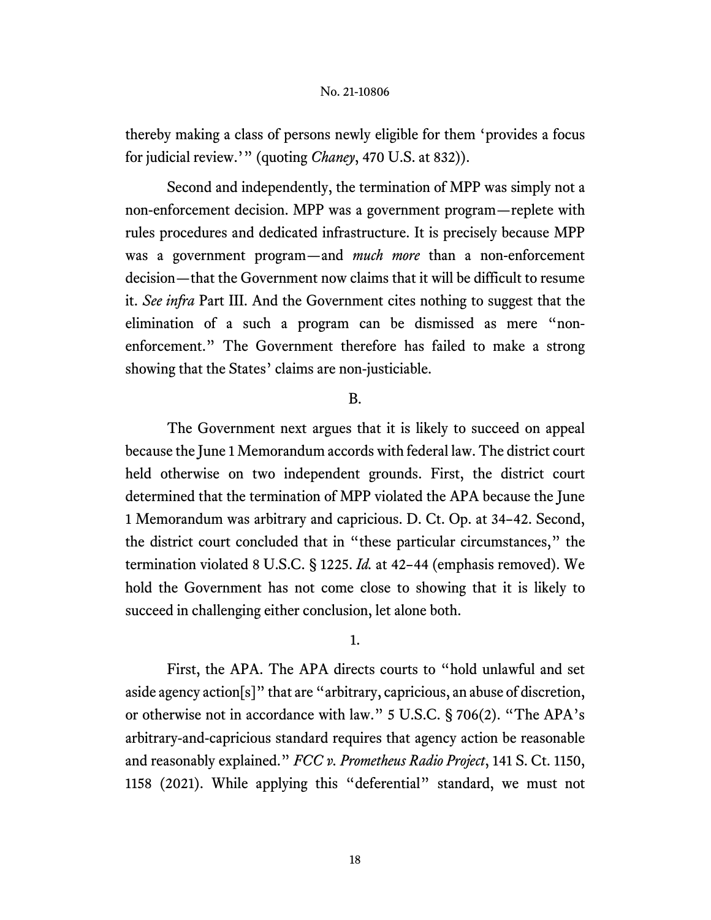thereby making a class of persons newly eligible for them 'provides a focus for judicial review.'" (quoting *Chaney*, 470 U.S. at 832)).

Second and independently, the termination of MPP was simply not a non-enforcement decision. MPP was a government program—replete with rules procedures and dedicated infrastructure. It is precisely because MPP was a government program—and *much more* than a non-enforcement decision—that the Government now claims that it will be difficult to resume it. *See infra* Part III. And the Government cites nothing to suggest that the elimination of a such a program can be dismissed as mere "non-enforcement." The Government therefore has failed to make a strong showing that the States' claims are non-justiciable.

B.

The Government next argues that it is likely to succeed on appeal because the June 1 Memorandum accords with federal law. The district court held otherwise on two independent grounds. First, the district court determined that the termination of MPP violated the APA because the June 1 Memorandum was arbitrary and capricious. D. Ct. Op. at 34–42. Second, the district court concluded that in "these particular circumstances," the termination violated 8 U.S.C. § 1225. *Id.* at 42–44 (emphasis removed). We hold the Government has not come close to showing that it is likely to succeed in challenging either conclusion, let alone both.

1.

First, the APA. The APA directs courts to "hold unlawful and set aside agency action[s]" that are "arbitrary, capricious, an abuse of discretion, or otherwise not in accordance with law." 5 U.S.C. § 706(2). "The APA's arbitrary-and-capricious standard requires that agency action be reasonable and reasonably explained." *FCC v. Prometheus Radio Project*, 141 S. Ct. 1150, 1158 (2021). While applying this "deferential" standard, we must not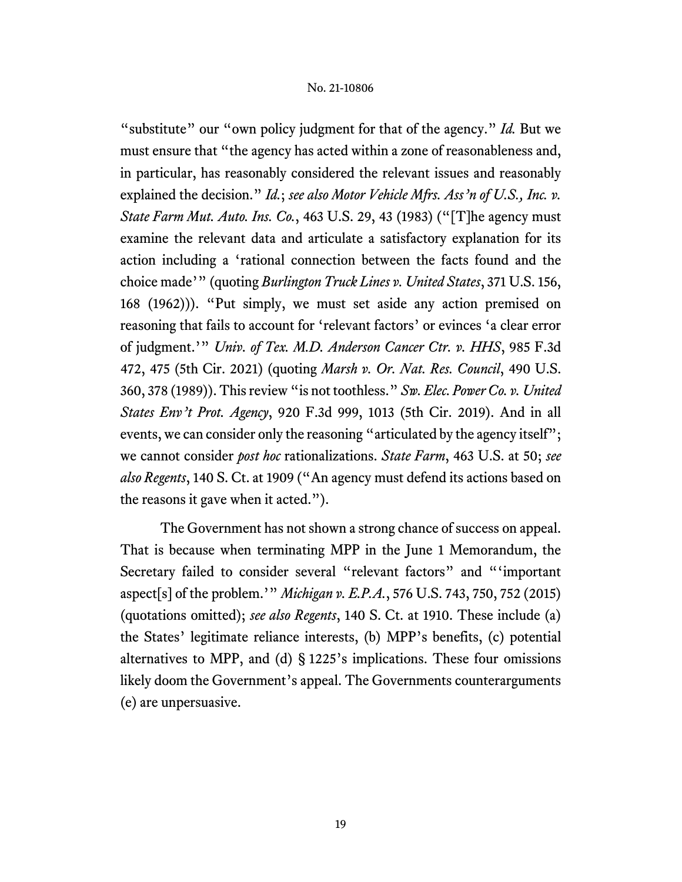"substitute" our "own policy judgment for that of the agency." *Id.* But we must ensure that "the agency has acted within a zone of reasonableness and, in particular, has reasonably considered the relevant issues and reasonably explained the decision." *Id.*; *see also Motor Vehicle Mfrs. Ass'n of U.S., Inc. v. State Farm Mut. Auto. Ins. Co.*, 463 U.S. 29, 43 (1983) ("[T]he agency must examine the relevant data and articulate a satisfactory explanation for its action including a 'rational connection between the facts found and the choice made'" (quoting *Burlington Truck Lines v. United States*, 371 U.S. 156, 168 (1962))). "Put simply, we must set aside any action premised on reasoning that fails to account for 'relevant factors' or evinces 'a clear error of judgment.'" *Univ. of Tex. M.D. Anderson Cancer Ctr. v. HHS*, 985 F.3d 472, 475 (5th Cir. 2021) (quoting *Marsh v. Or. Nat. Res. Council*, 490 U.S. 360, 378 (1989)). This review "is not toothless." *Sw. Elec. Power Co. v. United States Env't Prot. Agency*, 920 F.3d 999, 1013 (5th Cir. 2019). And in all events, we can consider only the reasoning "articulated by the agency itself"; we cannot consider *post hoc* rationalizations. *State Farm*, 463 U.S. at 50; *see also Regents*, 140 S. Ct. at 1909 ("An agency must defend its actions based on the reasons it gave when it acted.").

The Government has not shown a strong chance of success on appeal. That is because when terminating MPP in the June 1 Memorandum, the Secretary failed to consider several "relevant factors" and "'important aspect[s] of the problem.'" *Michigan v. E.P.A.*, 576 U.S. 743, 750, 752 (2015) (quotations omitted); *see also Regents*, 140 S. Ct. at 1910. These include (a) the States' legitimate reliance interests, (b) MPP's benefits, (c) potential alternatives to MPP, and (d) § 1225's implications. These four omissions likely doom the Government's appeal. The Governments counterarguments (e) are unpersuasive.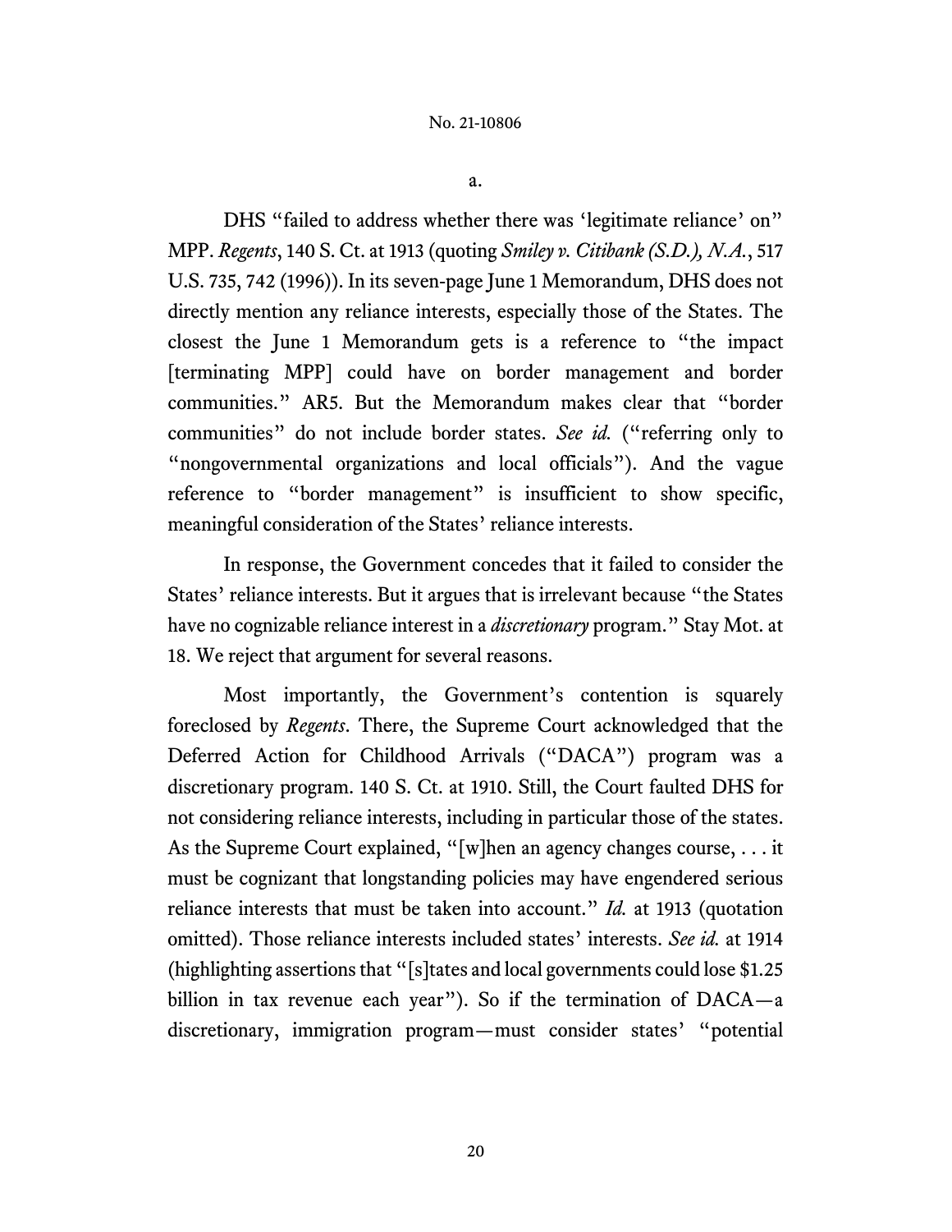a.

DHS "failed to address whether there was 'legitimate reliance' on" MPP. *Regents*, 140 S. Ct. at 1913 (quoting *Smiley v. Citibank (S.D.), N.A.*, 517 U.S. 735, 742 (1996)). In its seven-page June 1 Memorandum, DHS does not directly mention any reliance interests, especially those of the States. The closest the June 1 Memorandum gets is a reference to "the impact [terminating MPP] could have on border management and border communities." AR5. But the Memorandum makes clear that "border communities" do not include border states. *See id.* ("referring only to "nongovernmental organizations and local officials"). And the vague reference to "border management" is insufficient to show specific, meaningful consideration of the States' reliance interests.

In response, the Government concedes that it failed to consider the States' reliance interests. But it argues that is irrelevant because "the States have no cognizable reliance interest in a *discretionary* program." Stay Mot. at 18. We reject that argument for several reasons.

Most importantly, the Government's contention is squarely foreclosed by *Regents*. There, the Supreme Court acknowledged that the Deferred Action for Childhood Arrivals ("DACA") program was a discretionary program. 140 S. Ct. at 1910. Still, the Court faulted DHS for not considering reliance interests, including in particular those of the states. As the Supreme Court explained, "[w]hen an agency changes course, . . . it must be cognizant that longstanding policies may have engendered serious reliance interests that must be taken into account." *Id.* at 1913 (quotation omitted). Those reliance interests included states' interests. *See id.* at 1914 (highlighting assertions that "[s]tates and local governments could lose $1.25 billion in tax revenue each year"). So if the termination of DACA—a discretionary, immigration program—must consider states' "potential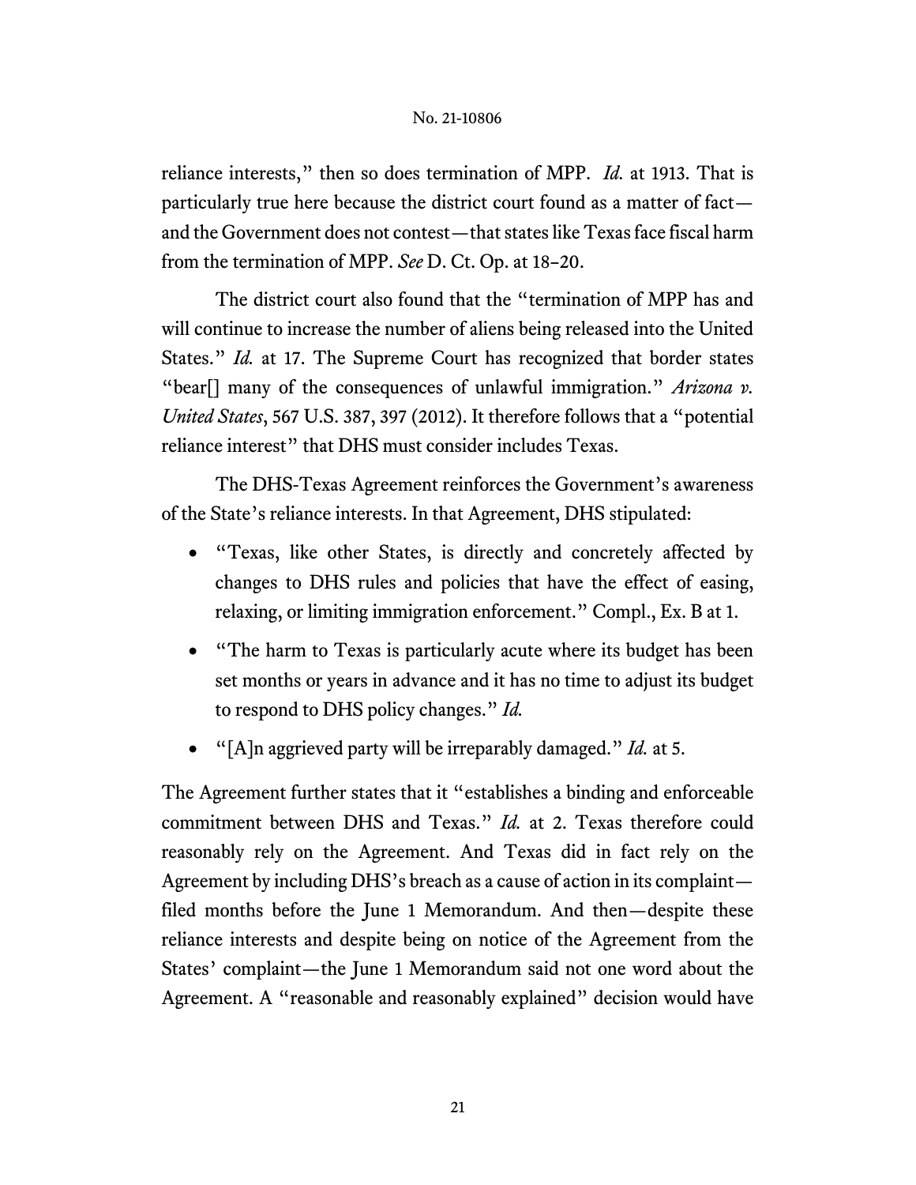reliance interests," then so does termination of MPP. *Id.* at 1913. That is particularly true here because the district court found as a matter of fact—and the Government does not contest—that states like Texas face fiscal harm from the termination of MPP. *See* D. Ct. Op. at 18–20.

The district court also found that the "termination of MPP has and will continue to increase the number of aliens being released into the United States." *Id.* at 17. The Supreme Court has recognized that border states "bear[] many of the consequences of unlawful immigration." *Arizona v. United States*, 567 U.S. 387, 397 (2012). It therefore follows that a "potential reliance interest" that DHS must consider includes Texas.

The DHS-Texas Agreement reinforces the Government's awareness of the State's reliance interests. In that Agreement, DHS stipulated:

- "Texas, like other States, is directly and concretely affected by changes to DHS rules and policies that have the effect of easing, relaxing, or limiting immigration enforcement." Compl., Ex. B at 1.
- "The harm to Texas is particularly acute where its budget has been set months or years in advance and it has no time to adjust its budget to respond to DHS policy changes." *Id.*
- "[A]n aggrieved party will be irreparably damaged." *Id.* at 5.

The Agreement further states that it "establishes a binding and enforceable commitment between DHS and Texas." *Id.* at 2. Texas therefore could reasonably rely on the Agreement. And Texas did in fact rely on the Agreement by including DHS's breach as a cause of action in its complaint—filed months before the June 1 Memorandum. And then—despite these reliance interests and despite being on notice of the Agreement from the States' complaint—the June 1 Memorandum said not one word about the Agreement. A "reasonable and reasonably explained" decision would have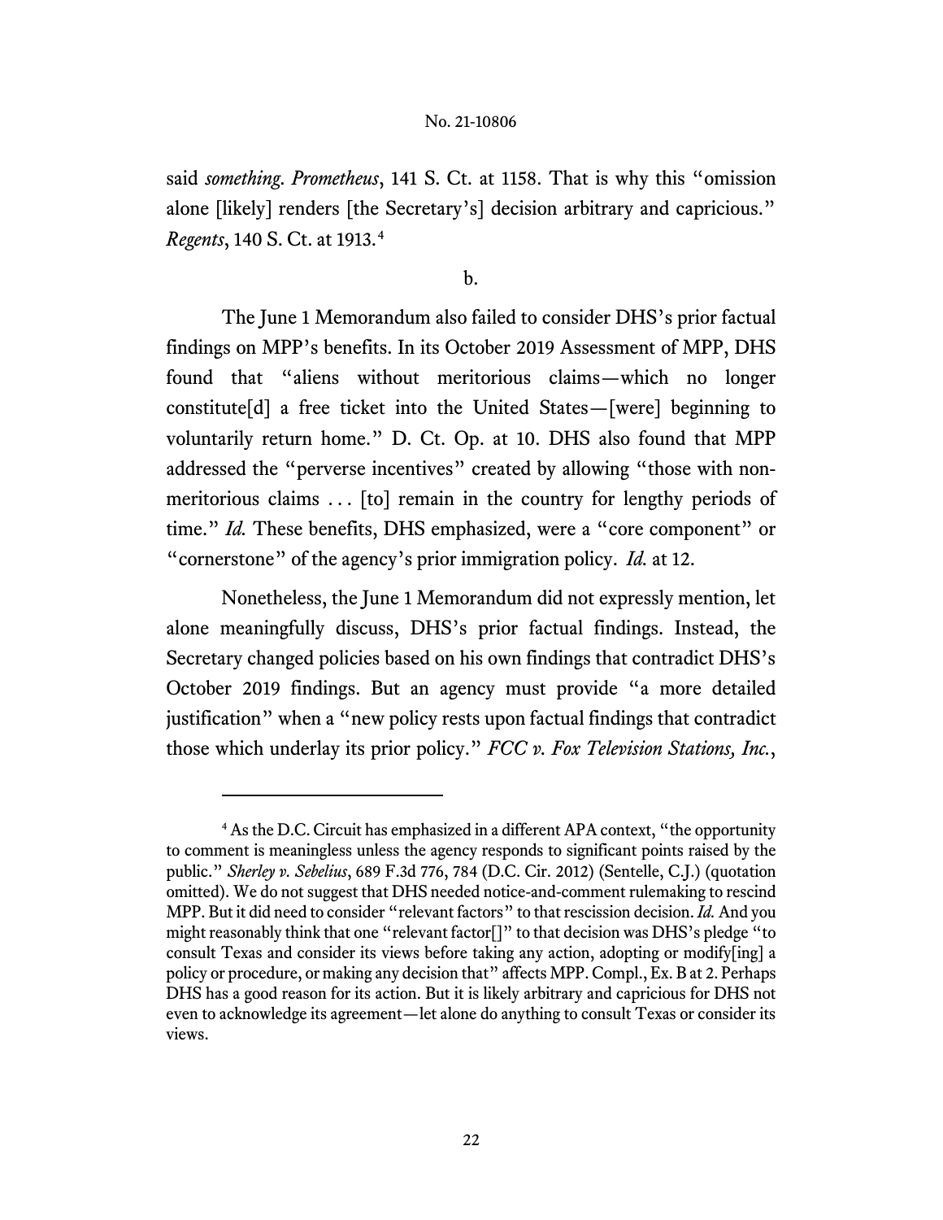said *something*. *Prometheus*, 141 S. Ct. at 1158. That is why this "omission alone [likely] renders [the Secretary's] decision arbitrary and capricious." *Regents*, 140 S. Ct. at 1913.[4]

b.

The June 1 Memorandum also failed to consider DHS's prior factual findings on MPP's benefits. In its October 2019 Assessment of MPP, DHS found that "aliens without meritorious claims—which no longer constitute[d] a free ticket into the United States—[were] beginning to voluntarily return home." D. Ct. Op. at 10. DHS also found that MPP addressed the "perverse incentives" created by allowing "those with non-meritorious claims . . . [to] remain in the country for lengthy periods of time." *Id.* These benefits, DHS emphasized, were a "core component" or "cornerstone" of the agency's prior immigration policy. *Id.* at 12.

Nonetheless, the June 1 Memorandum did not expressly mention, let alone meaningfully discuss, DHS's prior factual findings. Instead, the Secretary changed policies based on his own findings that contradict DHS's October 2019 findings. But an agency must provide "a more detailed justification" when a "new policy rests upon factual findings that contradict those which underlay its prior policy." *FCC v. Fox Television Stations, Inc.*,

---

[4] As the D.C. Circuit has emphasized in a different APA context, "the opportunity to comment is meaningless unless the agency responds to significant points raised by the public." *Sherley v. Sebelius*, 689 F.3d 776, 784 (D.C. Cir. 2012) (Sentelle, C.J.) (quotation omitted). We do not suggest that DHS needed notice-and-comment rulemaking to rescind MPP. But it did need to consider "relevant factors" to that rescission decision. *Id.* And you might reasonably think that one "relevant factor[]" to that decision was DHS's pledge "to consult Texas and consider its views before taking any action, adopting or modify[ing] a policy or procedure, or making any decision that" affects MPP. Compl., Ex. B at 2. Perhaps DHS has a good reason for its action. But it is likely arbitrary and capricious for DHS not even to acknowledge its agreement—let alone do anything to consult Texas or consider its views.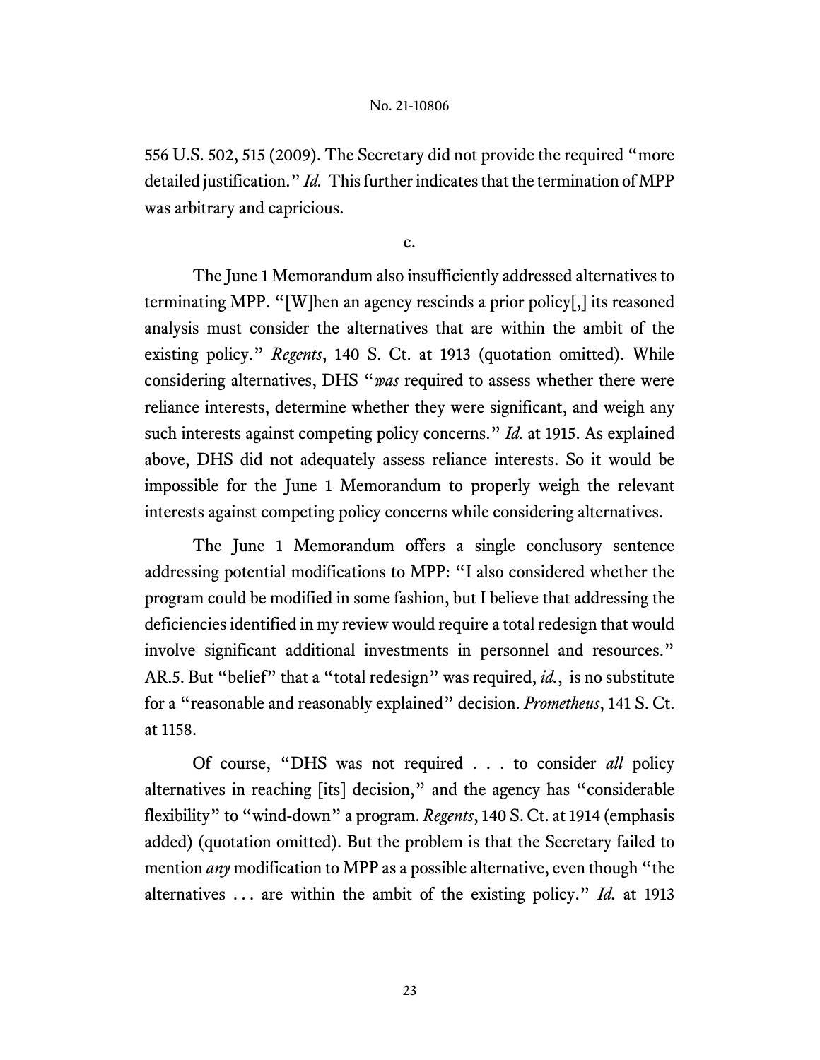556 U.S. 502, 515 (2009). The Secretary did not provide the required "more detailed justification." *Id.* This further indicates that the termination of MPP was arbitrary and capricious.

c.

The June 1 Memorandum also insufficiently addressed alternatives to terminating MPP. "[W]hen an agency rescinds a prior policy[,] its reasoned analysis must consider the alternatives that are within the ambit of the existing policy." *Regents*, 140 S. Ct. at 1913 (quotation omitted). While considering alternatives, DHS "*was* required to assess whether there were reliance interests, determine whether they were significant, and weigh any such interests against competing policy concerns." *Id.* at 1915. As explained above, DHS did not adequately assess reliance interests. So it would be impossible for the June 1 Memorandum to properly weigh the relevant interests against competing policy concerns while considering alternatives.

The June 1 Memorandum offers a single conclusory sentence addressing potential modifications to MPP: "I also considered whether the program could be modified in some fashion, but I believe that addressing the deficiencies identified in my review would require a total redesign that would involve significant additional investments in personnel and resources." AR.5. But "belief" that a "total redesign" was required, *id.*, is no substitute for a "reasonable and reasonably explained" decision. *Prometheus*, 141 S. Ct. at 1158.

Of course, "DHS was not required . . . to consider *all* policy alternatives in reaching [its] decision," and the agency has "considerable flexibility" to "wind-down" a program. *Regents*, 140 S. Ct. at 1914 (emphasis added) (quotation omitted). But the problem is that the Secretary failed to mention *any* modification to MPP as a possible alternative, even though "the alternatives . . . are within the ambit of the existing policy." *Id.* at 1913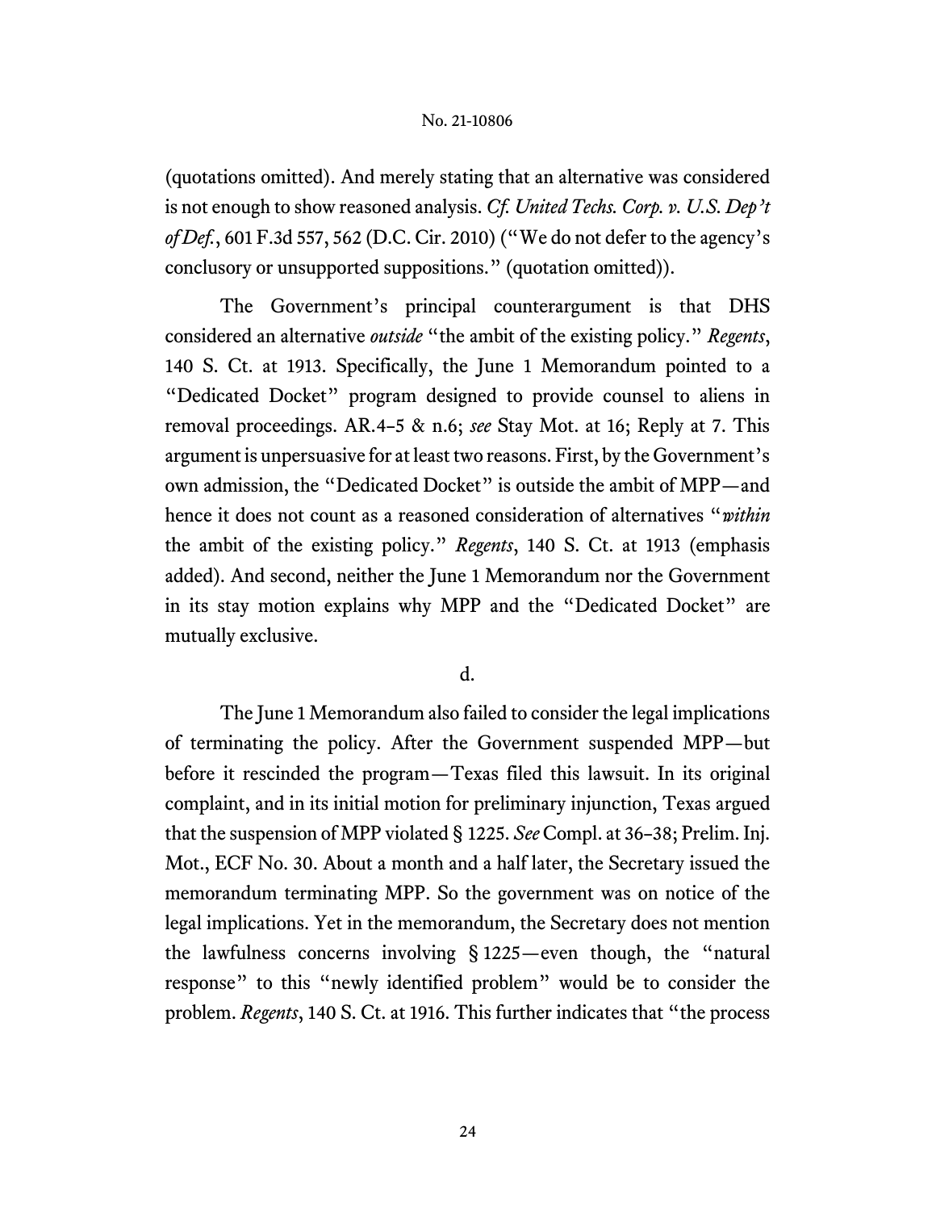(quotations omitted). And merely stating that an alternative was considered is not enough to show reasoned analysis. *Cf. United Techs. Corp. v. U.S. Dep't of Def.*, 601 F.3d 557, 562 (D.C. Cir. 2010) ("We do not defer to the agency's conclusory or unsupported suppositions." (quotation omitted)).

The Government's principal counterargument is that DHS considered an alternative *outside* "the ambit of the existing policy." *Regents*, 140 S. Ct. at 1913. Specifically, the June 1 Memorandum pointed to a "Dedicated Docket" program designed to provide counsel to aliens in removal proceedings. AR.4–5 & n.6; *see* Stay Mot. at 16; Reply at 7. This argument is unpersuasive for at least two reasons. First, by the Government's own admission, the "Dedicated Docket" is outside the ambit of MPP—and hence it does not count as a reasoned consideration of alternatives "*within* the ambit of the existing policy." *Regents*, 140 S. Ct. at 1913 (emphasis added). And second, neither the June 1 Memorandum nor the Government in its stay motion explains why MPP and the "Dedicated Docket" are mutually exclusive.

d.

The June 1 Memorandum also failed to consider the legal implications of terminating the policy. After the Government suspended MPP—but before it rescinded the program—Texas filed this lawsuit. In its original complaint, and in its initial motion for preliminary injunction, Texas argued that the suspension of MPP violated § 1225. *See* Compl. at 36–38; Prelim. Inj. Mot., ECF No. 30. About a month and a half later, the Secretary issued the memorandum terminating MPP. So the government was on notice of the legal implications. Yet in the memorandum, the Secretary does not mention the lawfulness concerns involving § 1225—even though, the "natural response" to this "newly identified problem" would be to consider the problem. *Regents*, 140 S. Ct. at 1916. This further indicates that "the process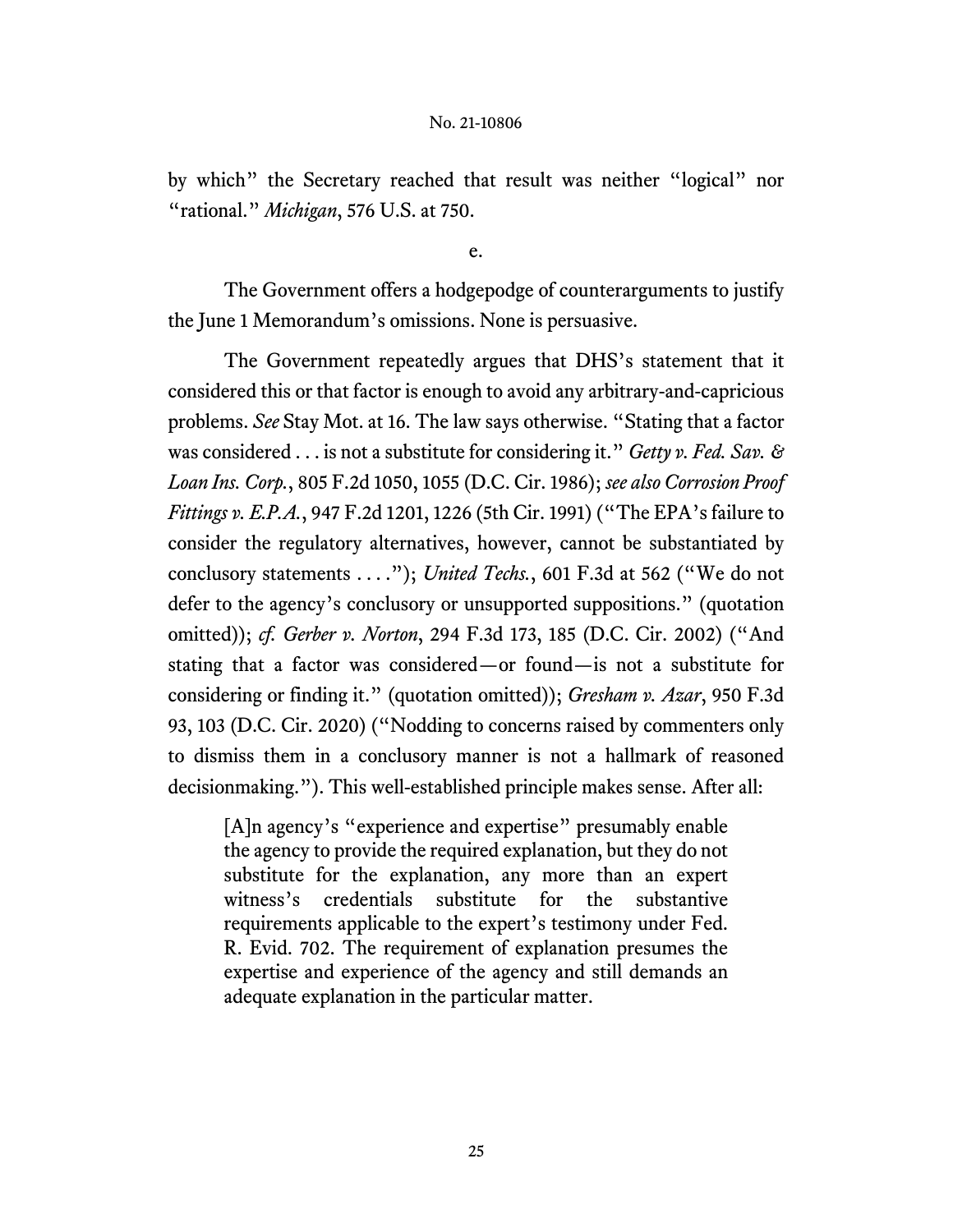by which" the Secretary reached that result was neither "logical" nor "rational." *Michigan*, 576 U.S. at 750.

e.

The Government offers a hodgepodge of counterarguments to justify the June 1 Memorandum's omissions. None is persuasive.

The Government repeatedly argues that DHS's statement that it considered this or that factor is enough to avoid any arbitrary-and-capricious problems. *See* Stay Mot. at 16. The law says otherwise. "Stating that a factor was considered . . . is not a substitute for considering it." *Getty v. Fed. Sav. & Loan Ins. Corp.*, 805 F.2d 1050, 1055 (D.C. Cir. 1986); *see also Corrosion Proof Fittings v. E.P.A.*, 947 F.2d 1201, 1226 (5th Cir. 1991) ("The EPA's failure to consider the regulatory alternatives, however, cannot be substantiated by conclusory statements . . . ."); *United Techs.*, 601 F.3d at 562 ("We do not defer to the agency's conclusory or unsupported suppositions." (quotation omitted)); *cf. Gerber v. Norton*, 294 F.3d 173, 185 (D.C. Cir. 2002) ("And stating that a factor was considered—or found—is not a substitute for considering or finding it." (quotation omitted)); *Gresham v. Azar*, 950 F.3d 93, 103 (D.C. Cir. 2020) ("Nodding to concerns raised by commenters only to dismiss them in a conclusory manner is not a hallmark of reasoned decisionmaking."). This well-established principle makes sense. After all:

> [A]n agency's "experience and expertise" presumably enable the agency to provide the required explanation, but they do not substitute for the explanation, any more than an expert witness's credentials substitute for the substantive requirements applicable to the expert's testimony under Fed. R. Evid. 702. The requirement of explanation presumes the expertise and experience of the agency and still demands an adequate explanation in the particular matter.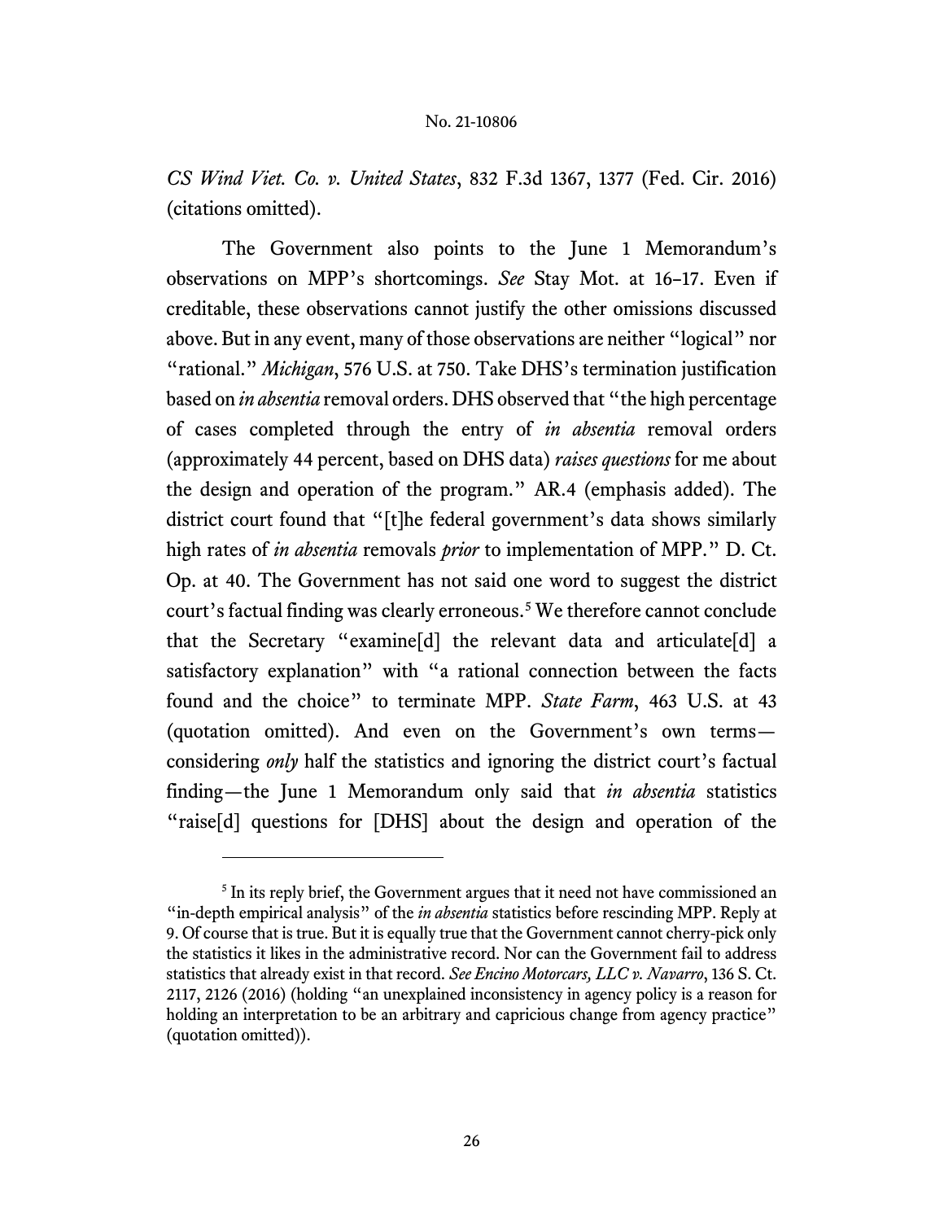*CS Wind Viet. Co. v. United States*, 832 F.3d 1367, 1377 (Fed. Cir. 2016) (citations omitted).

The Government also points to the June 1 Memorandum's observations on MPP's shortcomings. *See* Stay Mot. at 16–17. Even if creditable, these observations cannot justify the other omissions discussed above. But in any event, many of those observations are neither "logical" nor "rational." *Michigan*, 576 U.S. at 750. Take DHS's termination justification based on *in absentia* removal orders. DHS observed that "the high percentage of cases completed through the entry of *in absentia* removal orders (approximately 44 percent, based on DHS data) *raises questions* for me about the design and operation of the program." AR.4 (emphasis added). The district court found that "[t]he federal government's data shows similarly high rates of *in absentia* removals *prior* to implementation of MPP." D. Ct. Op. at 40. The Government has not said one word to suggest the district court's factual finding was clearly erroneous.[5] We therefore cannot conclude that the Secretary "examine[d] the relevant data and articulate[d] a satisfactory explanation" with "a rational connection between the facts found and the choice" to terminate MPP. *State Farm*, 463 U.S. at 43 (quotation omitted). And even on the Government's own terms—considering *only* half the statistics and ignoring the district court's factual finding—the June 1 Memorandum only said that *in absentia* statistics "raise[d] questions for [DHS] about the design and operation of the

---

[5] In its reply brief, the Government argues that it need not have commissioned an "in-depth empirical analysis" of the *in absentia* statistics before rescinding MPP. Reply at 9. Of course that is true. But it is equally true that the Government cannot cherry-pick only the statistics it likes in the administrative record. Nor can the Government fail to address statistics that already exist in that record. *See Encino Motorcars, LLC v. Navarro*, 136 S. Ct. 2117, 2126 (2016) (holding "an unexplained inconsistency in agency policy is a reason for holding an interpretation to be an arbitrary and capricious change from agency practice" (quotation omitted)).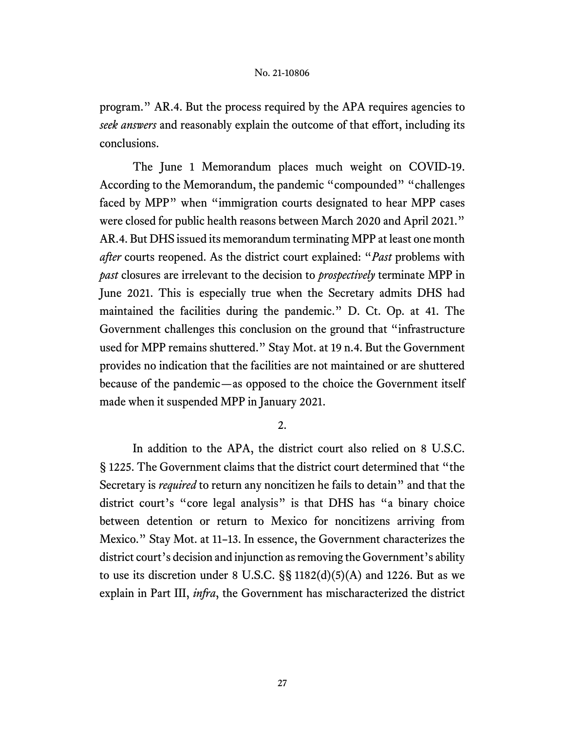program." AR.4. But the process required by the APA requires agencies to *seek answers* and reasonably explain the outcome of that effort, including its conclusions.

The June 1 Memorandum places much weight on COVID-19. According to the Memorandum, the pandemic "compounded" "challenges faced by MPP" when "immigration courts designated to hear MPP cases were closed for public health reasons between March 2020 and April 2021." AR.4. But DHS issued its memorandum terminating MPP at least one month *after* courts reopened. As the district court explained: "*Past* problems with *past* closures are irrelevant to the decision to *prospectively* terminate MPP in June 2021. This is especially true when the Secretary admits DHS had maintained the facilities during the pandemic." D. Ct. Op. at 41. The Government challenges this conclusion on the ground that "infrastructure used for MPP remains shuttered." Stay Mot. at 19 n.4. But the Government provides no indication that the facilities are not maintained or are shuttered because of the pandemic—as opposed to the choice the Government itself made when it suspended MPP in January 2021.

2.

In addition to the APA, the district court also relied on 8 U.S.C. § 1225. The Government claims that the district court determined that "the Secretary is *required* to return any noncitizen he fails to detain" and that the district court's "core legal analysis" is that DHS has "a binary choice between detention or return to Mexico for noncitizens arriving from Mexico." Stay Mot. at 11–13. In essence, the Government characterizes the district court's decision and injunction as removing the Government's ability to use its discretion under 8 U.S.C. §§ 1182(d)(5)(A) and 1226. But as we explain in Part III, *infra*, the Government has mischaracterized the district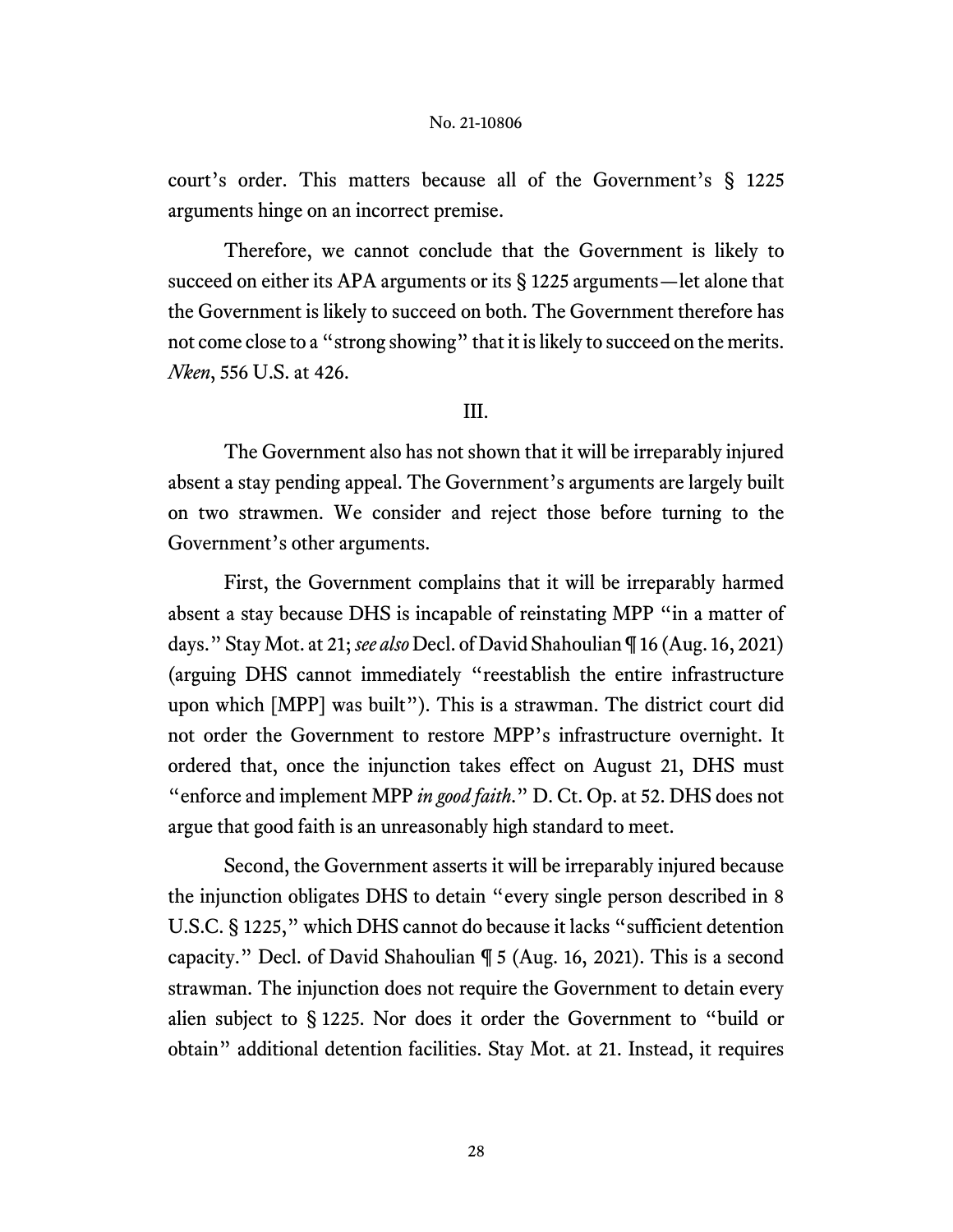court's order. This matters because all of the Government's § 1225 arguments hinge on an incorrect premise.

Therefore, we cannot conclude that the Government is likely to succeed on either its APA arguments or its § 1225 arguments—let alone that the Government is likely to succeed on both. The Government therefore has not come close to a "strong showing" that it is likely to succeed on the merits. *Nken*, 556 U.S. at 426.

III.

The Government also has not shown that it will be irreparably injured absent a stay pending appeal. The Government's arguments are largely built on two strawmen. We consider and reject those before turning to the Government's other arguments.

First, the Government complains that it will be irreparably harmed absent a stay because DHS is incapable of reinstating MPP "in a matter of days." Stay Mot. at 21; *see also* Decl. of David Shahoulian ¶ 16 (Aug. 16, 2021) (arguing DHS cannot immediately "reestablish the entire infrastructure upon which [MPP] was built"). This is a strawman. The district court did not order the Government to restore MPP's infrastructure overnight. It ordered that, once the injunction takes effect on August 21, DHS must "enforce and implement MPP *in good faith*." D. Ct. Op. at 52. DHS does not argue that good faith is an unreasonably high standard to meet.

Second, the Government asserts it will be irreparably injured because the injunction obligates DHS to detain "every single person described in 8 U.S.C. § 1225," which DHS cannot do because it lacks "sufficient detention capacity." Decl. of David Shahoulian ¶ 5 (Aug. 16, 2021). This is a second strawman. The injunction does not require the Government to detain every alien subject to § 1225. Nor does it order the Government to "build or obtain" additional detention facilities. Stay Mot. at 21. Instead, it requires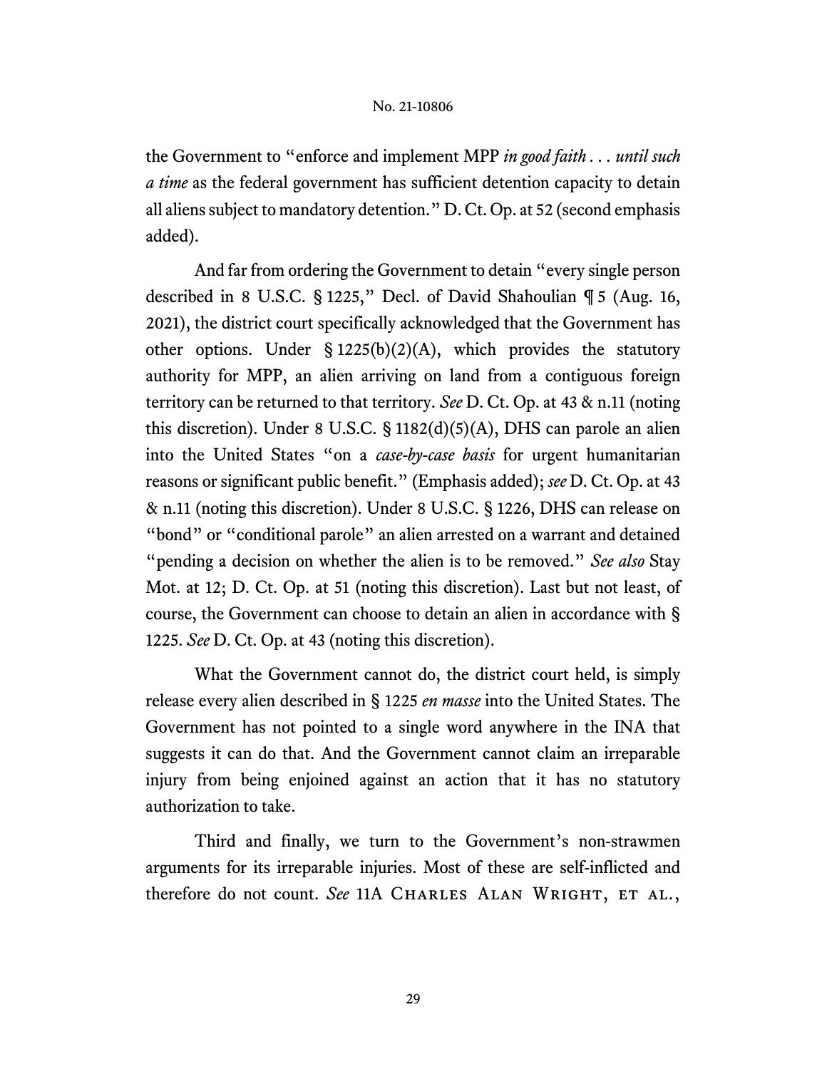the Government to "enforce and implement MPP *in good faith* . . . *until such a time* as the federal government has sufficient detention capacity to detain all aliens subject to mandatory detention." D. Ct. Op. at 52 (second emphasis added).

And far from ordering the Government to detain "every single person described in 8 U.S.C. § 1225," Decl. of David Shahoulian ¶ 5 (Aug. 16, 2021), the district court specifically acknowledged that the Government has other options. Under § 1225(b)(2)(A), which provides the statutory authority for MPP, an alien arriving on land from a contiguous foreign territory can be returned to that territory. *See* D. Ct. Op. at 43 & n.11 (noting this discretion). Under 8 U.S.C. § 1182(d)(5)(A), DHS can parole an alien into the United States "on a *case-by-case basis* for urgent humanitarian reasons or significant public benefit." (Emphasis added); *see* D. Ct. Op. at 43 & n.11 (noting this discretion). Under 8 U.S.C. § 1226, DHS can release on "bond" or "conditional parole" an alien arrested on a warrant and detained "pending a decision on whether the alien is to be removed." *See also* Stay Mot. at 12; D. Ct. Op. at 51 (noting this discretion). Last but not least, of course, the Government can choose to detain an alien in accordance with § 1225. *See* D. Ct. Op. at 43 (noting this discretion).

What the Government cannot do, the district court held, is simply release every alien described in § 1225 *en masse* into the United States. The Government has not pointed to a single word anywhere in the INA that suggests it can do that. And the Government cannot claim an irreparable injury from being enjoined against an action that it has no statutory authorization to take.

Third and finally, we turn to the Government's non-strawmen arguments for its irreparable injuries. Most of these are self-inflicted and therefore do not count. *See* 11A Charles Alan Wright, et al.,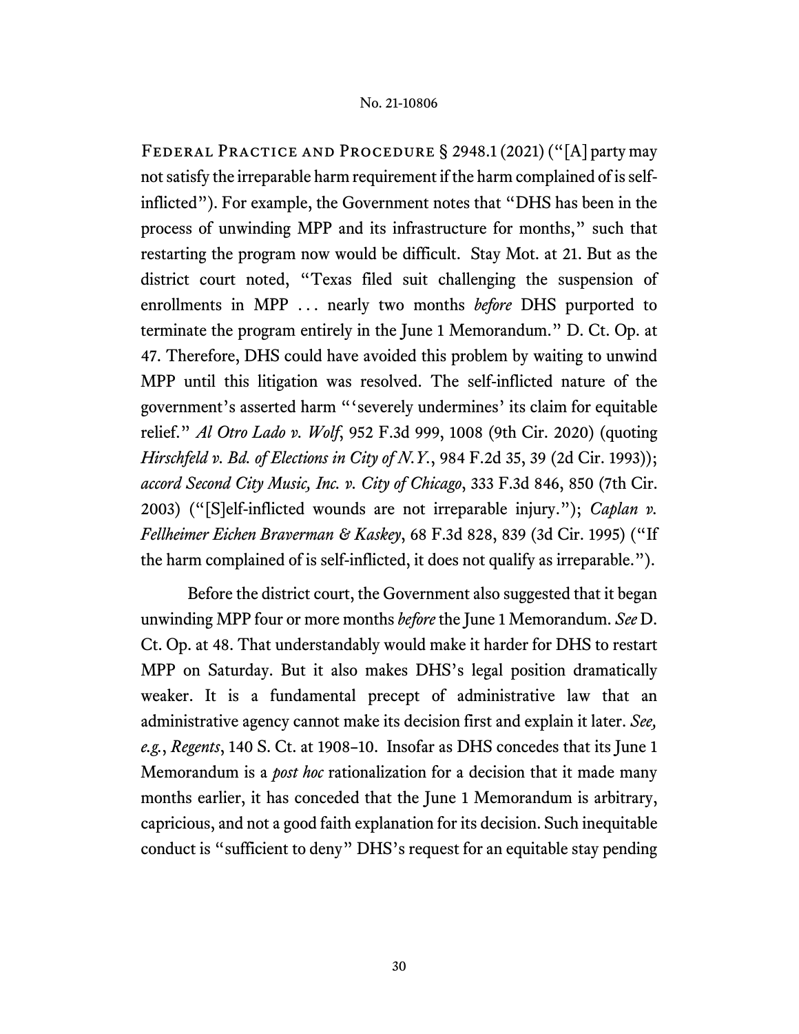FEDERAL PRACTICE AND PROCEDURE § 2948.1 (2021) ("[A] party may not satisfy the irreparable harm requirement if the harm complained of is self-inflicted"). For example, the Government notes that "DHS has been in the process of unwinding MPP and its infrastructure for months," such that restarting the program now would be difficult. Stay Mot. at 21. But as the district court noted, "Texas filed suit challenging the suspension of enrollments in MPP . . . nearly two months *before* DHS purported to terminate the program entirely in the June 1 Memorandum." D. Ct. Op. at 47. Therefore, DHS could have avoided this problem by waiting to unwind MPP until this litigation was resolved. The self-inflicted nature of the government's asserted harm "'severely undermines' its claim for equitable relief." *Al Otro Lado v. Wolf*, 952 F.3d 999, 1008 (9th Cir. 2020) (quoting *Hirschfeld v. Bd. of Elections in City of N.Y.*, 984 F.2d 35, 39 (2d Cir. 1993)); *accord Second City Music, Inc. v. City of Chicago*, 333 F.3d 846, 850 (7th Cir. 2003) ("[S]elf-inflicted wounds are not irreparable injury."); *Caplan v. Fellheimer Eichen Braverman & Kaskey*, 68 F.3d 828, 839 (3d Cir. 1995) ("If the harm complained of is self-inflicted, it does not qualify as irreparable.").

Before the district court, the Government also suggested that it began unwinding MPP four or more months *before* the June 1 Memorandum. *See* D. Ct. Op. at 48. That understandably would make it harder for DHS to restart MPP on Saturday. But it also makes DHS's legal position dramatically weaker. It is a fundamental precept of administrative law that an administrative agency cannot make its decision first and explain it later. *See, e.g.*, *Regents*, 140 S. Ct. at 1908–10. Insofar as DHS concedes that its June 1 Memorandum is a *post hoc* rationalization for a decision that it made many months earlier, it has conceded that the June 1 Memorandum is arbitrary, capricious, and not a good faith explanation for its decision. Such inequitable conduct is "sufficient to deny" DHS's request for an equitable stay pending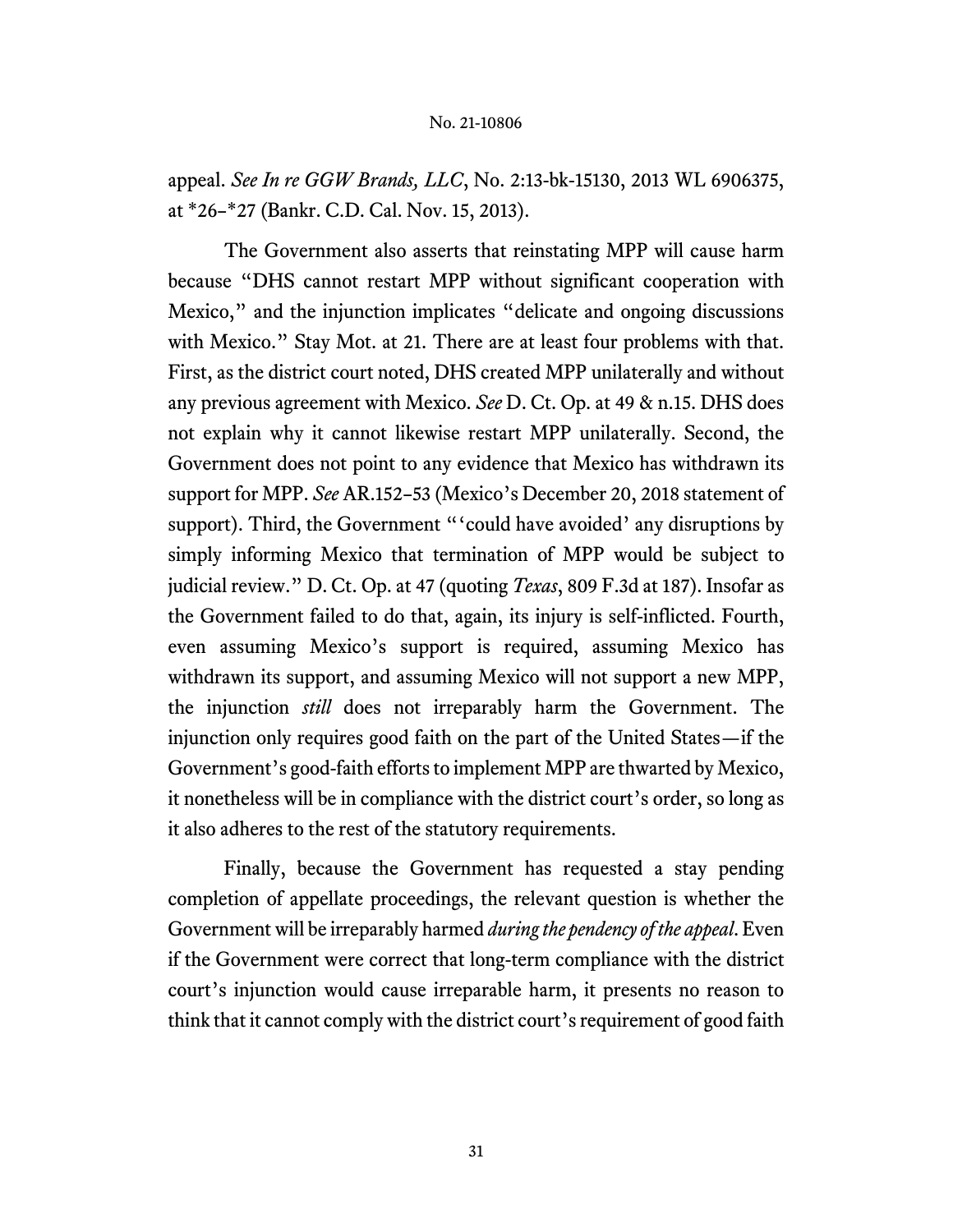appeal. *See In re GGW Brands, LLC*, No. 2:13-bk-15130, 2013 WL 6906375, at *26–*27 (Bankr. C.D. Cal. Nov. 15, 2013).

The Government also asserts that reinstating MPP will cause harm because "DHS cannot restart MPP without significant cooperation with Mexico," and the injunction implicates "delicate and ongoing discussions with Mexico." Stay Mot. at 21. There are at least four problems with that. First, as the district court noted, DHS created MPP unilaterally and without any previous agreement with Mexico. *See* D. Ct. Op. at 49 & n.15. DHS does not explain why it cannot likewise restart MPP unilaterally. Second, the Government does not point to any evidence that Mexico has withdrawn its support for MPP. *See* AR.152–53 (Mexico's December 20, 2018 statement of support). Third, the Government "'could have avoided' any disruptions by simply informing Mexico that termination of MPP would be subject to judicial review." D. Ct. Op. at 47 (quoting *Texas*, 809 F.3d at 187). Insofar as the Government failed to do that, again, its injury is self-inflicted. Fourth, even assuming Mexico's support is required, assuming Mexico has withdrawn its support, and assuming Mexico will not support a new MPP, the injunction *still* does not irreparably harm the Government. The injunction only requires good faith on the part of the United States—if the Government's good-faith efforts to implement MPP are thwarted by Mexico, it nonetheless will be in compliance with the district court's order, so long as it also adheres to the rest of the statutory requirements.

Finally, because the Government has requested a stay pending completion of appellate proceedings, the relevant question is whether the Government will be irreparably harmed *during the pendency of the appeal*. Even if the Government were correct that long-term compliance with the district court's injunction would cause irreparable harm, it presents no reason to think that it cannot comply with the district court's requirement of good faith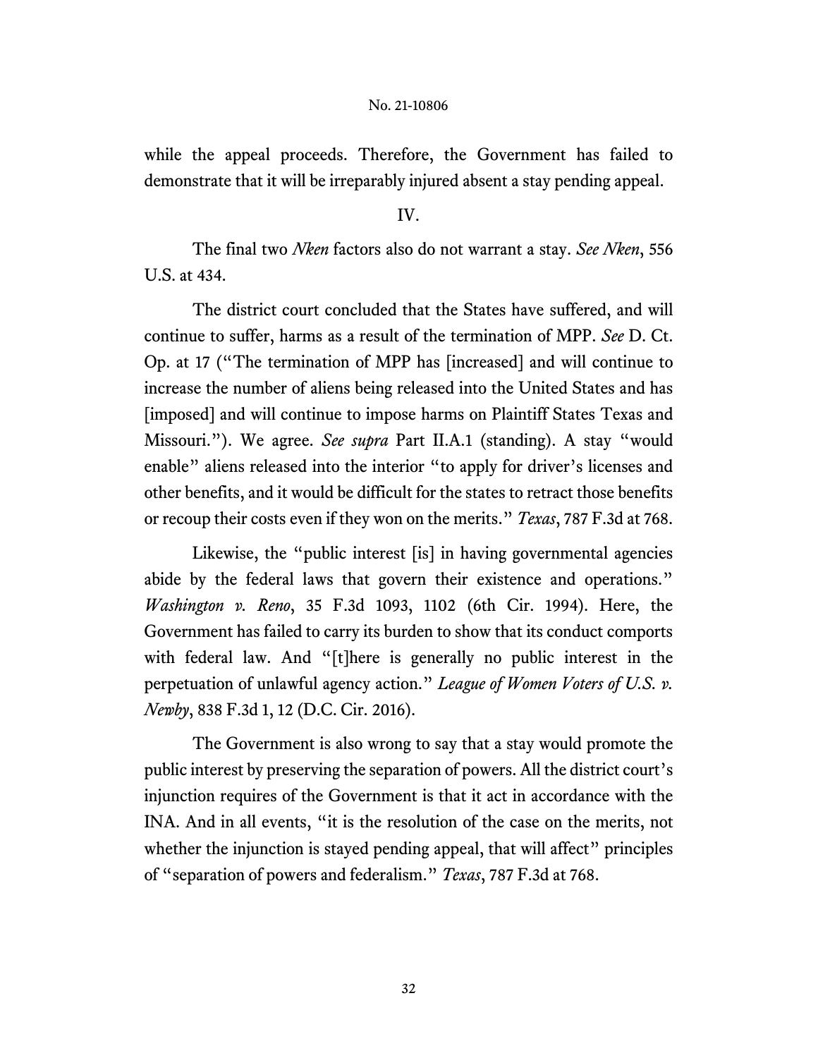while the appeal proceeds. Therefore, the Government has failed to demonstrate that it will be irreparably injured absent a stay pending appeal.

IV.

The final two *Nken* factors also do not warrant a stay. *See Nken*, 556 U.S. at 434.

The district court concluded that the States have suffered, and will continue to suffer, harms as a result of the termination of MPP. *See* D. Ct. Op. at 17 ("The termination of MPP has [increased] and will continue to increase the number of aliens being released into the United States and has [imposed] and will continue to impose harms on Plaintiff States Texas and Missouri."). We agree. *See supra* Part II.A.1 (standing). A stay "would enable" aliens released into the interior "to apply for driver's licenses and other benefits, and it would be difficult for the states to retract those benefits or recoup their costs even if they won on the merits." *Texas*, 787 F.3d at 768.

Likewise, the "public interest [is] in having governmental agencies abide by the federal laws that govern their existence and operations." *Washington v. Reno*, 35 F.3d 1093, 1102 (6th Cir. 1994). Here, the Government has failed to carry its burden to show that its conduct comports with federal law. And "[t]here is generally no public interest in the perpetuation of unlawful agency action." *League of Women Voters of U.S. v. Newby*, 838 F.3d 1, 12 (D.C. Cir. 2016).

The Government is also wrong to say that a stay would promote the public interest by preserving the separation of powers. All the district court's injunction requires of the Government is that it act in accordance with the INA. And in all events, "it is the resolution of the case on the merits, not whether the injunction is stayed pending appeal, that will affect" principles of "separation of powers and federalism." *Texas*, 787 F.3d at 768.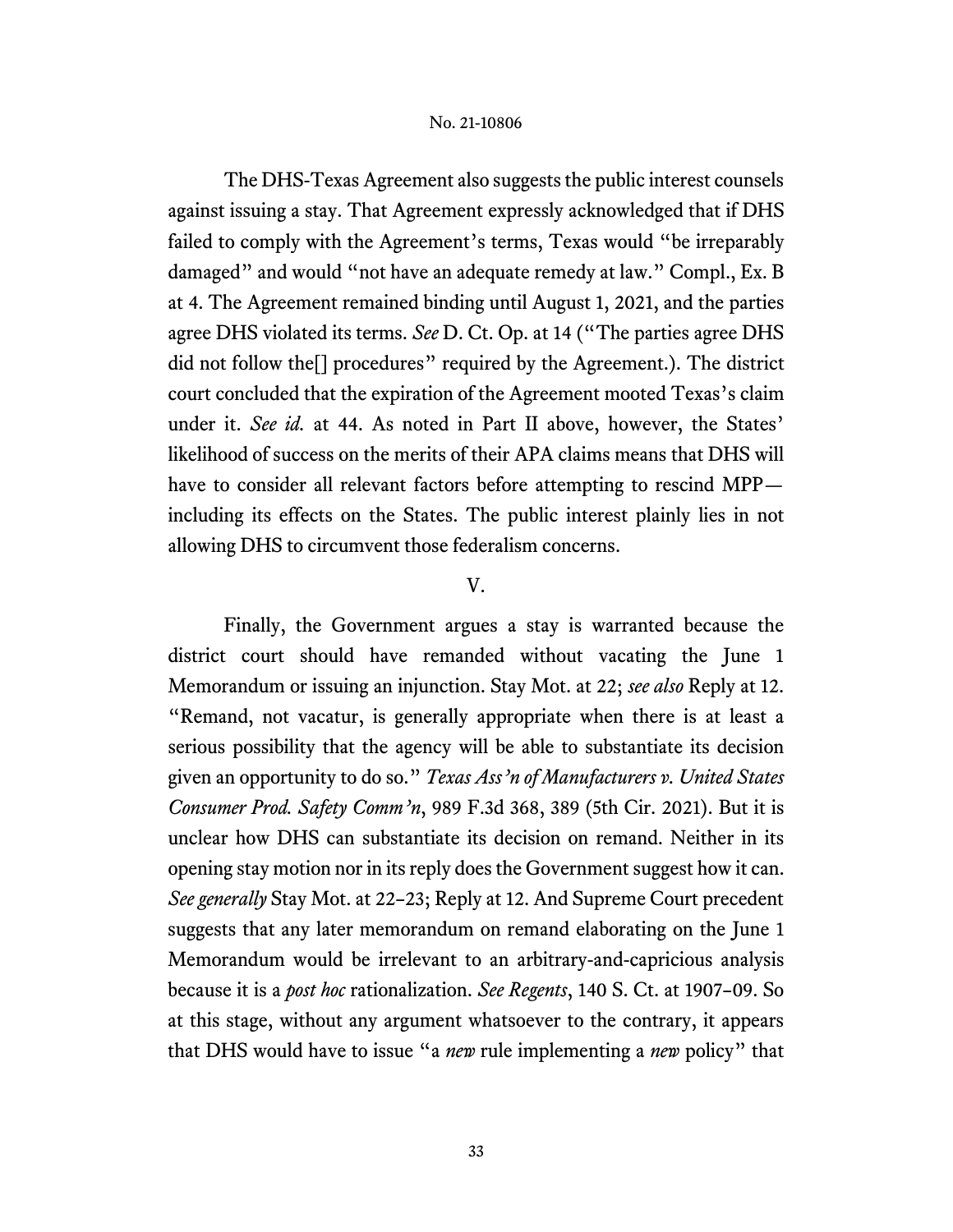The DHS-Texas Agreement also suggests the public interest counsels against issuing a stay. That Agreement expressly acknowledged that if DHS failed to comply with the Agreement's terms, Texas would "be irreparably damaged" and would "not have an adequate remedy at law." Compl., Ex. B at 4. The Agreement remained binding until August 1, 2021, and the parties agree DHS violated its terms. *See* D. Ct. Op. at 14 ("The parties agree DHS did not follow the[] procedures" required by the Agreement.). The district court concluded that the expiration of the Agreement mooted Texas's claim under it. *See id.* at 44. As noted in Part II above, however, the States' likelihood of success on the merits of their APA claims means that DHS will have to consider all relevant factors before attempting to rescind MPP—including its effects on the States. The public interest plainly lies in not allowing DHS to circumvent those federalism concerns.

V.

Finally, the Government argues a stay is warranted because the district court should have remanded without vacating the June 1 Memorandum or issuing an injunction. Stay Mot. at 22; *see also* Reply at 12. "Remand, not vacatur, is generally appropriate when there is at least a serious possibility that the agency will be able to substantiate its decision given an opportunity to do so." *Texas Ass'n of Manufacturers v. United States Consumer Prod. Safety Comm'n*, 989 F.3d 368, 389 (5th Cir. 2021). But it is unclear how DHS can substantiate its decision on remand. Neither in its opening stay motion nor in its reply does the Government suggest how it can. *See generally* Stay Mot. at 22–23; Reply at 12. And Supreme Court precedent suggests that any later memorandum on remand elaborating on the June 1 Memorandum would be irrelevant to an arbitrary-and-capricious analysis because it is a *post hoc* rationalization. *See Regents*, 140 S. Ct. at 1907–09. So at this stage, without any argument whatsoever to the contrary, it appears that DHS would have to issue "a *new* rule implementing a *new* policy" that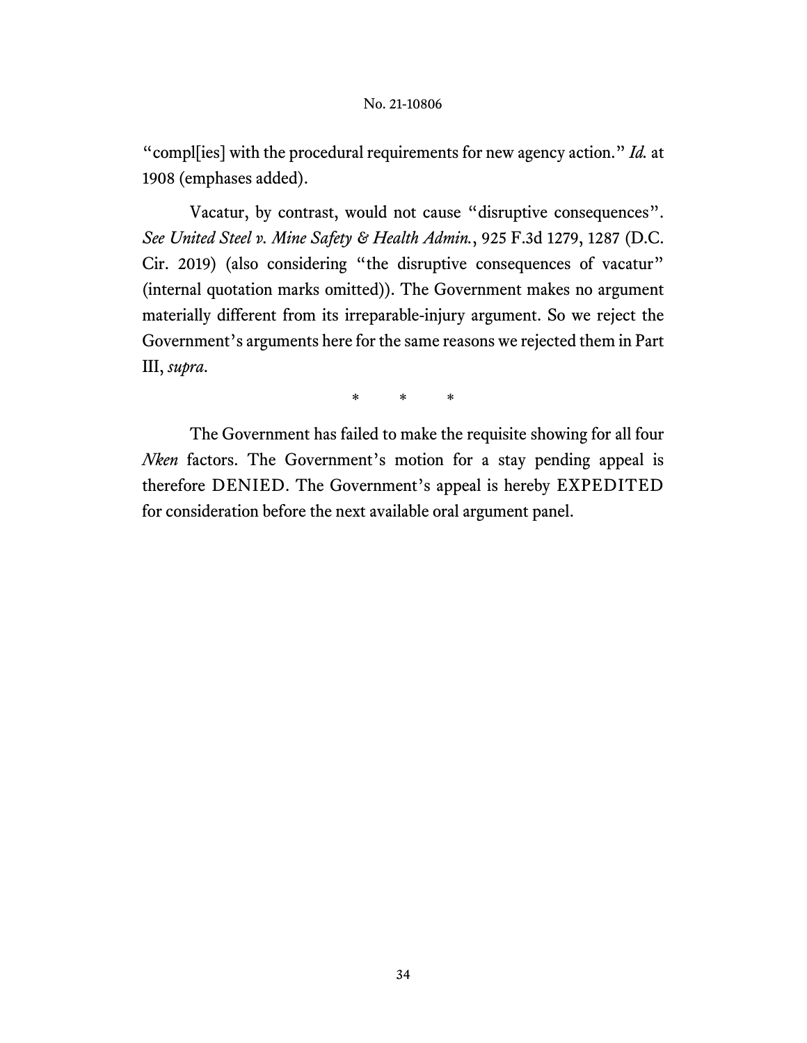"compl[ies] with the procedural requirements for new agency action." *Id.* at 1908 (emphases added).

Vacatur, by contrast, would not cause "disruptive consequences". *See United Steel v. Mine Safety & Health Admin.*, 925 F.3d 1279, 1287 (D.C. Cir. 2019) (also considering "the disruptive consequences of vacatur" (internal quotation marks omitted)). The Government makes no argument materially different from its irreparable-injury argument. So we reject the Government's arguments here for the same reasons we rejected them in Part III, *supra*.

\* \* \*

The Government has failed to make the requisite showing for all four *Nken* factors. The Government's motion for a stay pending appeal is therefore DENIED. The Government's appeal is hereby EXPEDITED for consideration before the next available oral argument panel.